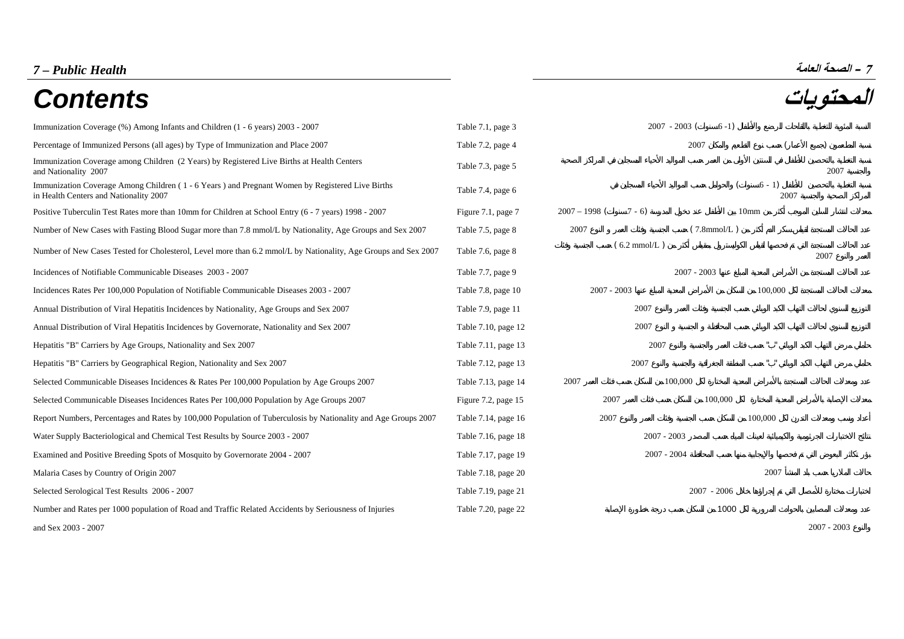# 7 – Public Health | 7 – الصحة العامة

# Contents | المحتويات

| Contents | Table/Figure | المحتويات |
|---|---|---|
| Immunization Coverage (%) Among Infants and Children (1 - 6 years) 2003 - 2007 | Table 7.1, page 3 | النسبة المئوية للتغطية باللقاحات للرضع والأطفال (1- 6سنوات) 2003 - 2007 |
| Percentage of Immunized Persons (all ages) by Type of Immunization and Place 2007 | Table 7.2, page 4 | نسبة المطعمين (جميع الأعمار) حسب نوع التطعيم والمكان 2007 |
| Immunization Coverage among Children (2 Years) by Registered Live Births at Health Centers and Nationality 2007 | Table 7.3, page 5 | نسبة التغطية بالتحصين للأطفال في السنتين الأولى من العمر حسب المواليد الأحياء المسجلين في المراكز الصحية والجنسية 2007 |
| Immunization Coverage Among Children ( 1 - 6 Years ) and Pregnant Women by Registered Live Births in Health Centers and Nationality 2007 | Table 7.4, page 6 | نسبة التغطية بالتحصين للأطفال (1 - 6سنوات) والحوامل حسب المواليد الأحياء المسجلين في المراكز الصحية والجنسية 2007 |
| Positive Tuberculin Test Rates more than 10mm for Children at School Entry (6 - 7 years) 1998 - 2007 | Figure 7.1, page 7 | معدلات انتشار السلين الموجب أكثر من 10mm بين الأطفال عند دخول المدرسة (6 - 7سنوات) 1998 – 2007 |
| Number of New Cases with Fasting Blood Sugar more than 7.8 mmol/L by Nationality, Age Groups and Sex 2007 | Table 7.5, page 8 | عدد الحالات المستجدة لقياس السكر أكثر من ( 7.8mmol/L ) حسب الجنسية وفئات العمر و النوع 2007 |
| Number of New Cases Tested for Cholesterol, Level more than 6.2 mmol/L by Nationality, Age Groups and Sex 2007 | Table 7.6, page 8 | عدد الحالات المستجدة التي تم فحصها لقياس الكوليسترول بمقياس أكثر من ( 6.2 mmol/L ) حسب الجنسية وفئات العمر والنوع 2007 |
| Incidences of Notifiable Communicable Diseases 2003 - 2007 | Table 7.7, page 9 | عدد الحالات المستجدة من الأمراض المعدية المبلغ عنها 2003 - 2007 |
| Incidences Rates Per 100,000 Population of Notifiable Communicable Diseases 2003 - 2007 | Table 7.8, page 10 | معدلات الحالات المستجدة لكل 100,000 من السكان من الأمراض المعدية المبلغ عنها 2003 - 2007 |
| Annual Distribution of Viral Hepatitis Incidences by Nationality, Age Groups and Sex 2007 | Table 7.9, page 11 | التوزيع السنوي لحالات التهاب الكبد الوبائي حسب الجنسية وفئات العمر والنوع 2007 |
| Annual Distribution of Viral Hepatitis Incidences by Governorate, Nationality and Sex 2007 | Table 7.10, page 12 | التوزيع السنوي لحالات التهاب الكبد الوبائي حسب المحافظة و الجنسية و النوع 2007 |
| Hepatitis "B" Carriers by Age Groups, Nationality and Sex 2007 | Table 7.11, page 13 | حاملي مرض التهاب الكبد الوبائي "ب" حسب فئات العمر والجنسية والنوع 2007 |
| Hepatitis "B" Carriers by Geographical Region, Nationality and Sex 2007 | Table 7.12, page 13 | حاملي مرض التهاب الكبد الوبائي "ب" حسب المنطقة الجغرافية والجنسية والنوع 2007 |
| Selected Communicable Diseases Incidences & Rates Per 100,000 Population by Age Groups 2007 | Table 7.13, page 14 | عدد ومعدلات الحالات المستجدة بالأمراض المعدية المختارة لكل 100,000 من السكان حسب فئات العمر 2007 |
| Selected Communicable Diseases Incidences Rates Per 100,000 Population by Age Groups 2007 | Figure 7.2, page 15 | معدلات الإصابة بالأمراض المعدية المختارة لكل 100,000 من السكان حسب فئات العمر 2007 |
| Report Numbers, Percentages and Rates by 100,000 Population of Tuberculosis by Nationality and Age Groups 2007 | Table 7.14, page 16 | أعداد ونسب ومعدلات التدرن لكل 100,000 من السكان حسب الجنسية وفئات العمر والنوع 2007 |
| Water Supply Bacteriological and Chemical Test Results by Source 2003 - 2007 | Table 7.16, page 18 | نتائج الاختبارات الجرثومية والكيميائية لعينات المياه حسب المصدر 2003 - 2007 |
| Examined and Positive Breeding Spots of Mosquito by Governorate 2004 - 2007 | Table 7.17, page 19 | بؤر تكاثر البعوض التي تم فحصها والإيجابية منها حسب المحافظة 2004 - 2007 |
| Malaria Cases by Country of Origin 2007 | Table 7.18, page 20 | حالات الملاريا حسب بلد المنشأ 2007 |
| Selected Serological Test Results 2006 - 2007 | Table 7.19, page 21 | اختبارات مختارة للأمصال التي تم إجراؤها خلال 2006 - 2007 |
| Number and Rates per 1000 population of Road and Traffic Related Accidents by Seriousness of Injuries and Sex 2003 - 2007 | Table 7.20, page 22 | عدد ومعدلات المصابين بالحوادث المرورية لكل 1000 من السكان حسب درجة خطورة الإصابة والنوع 2003 - 2007 |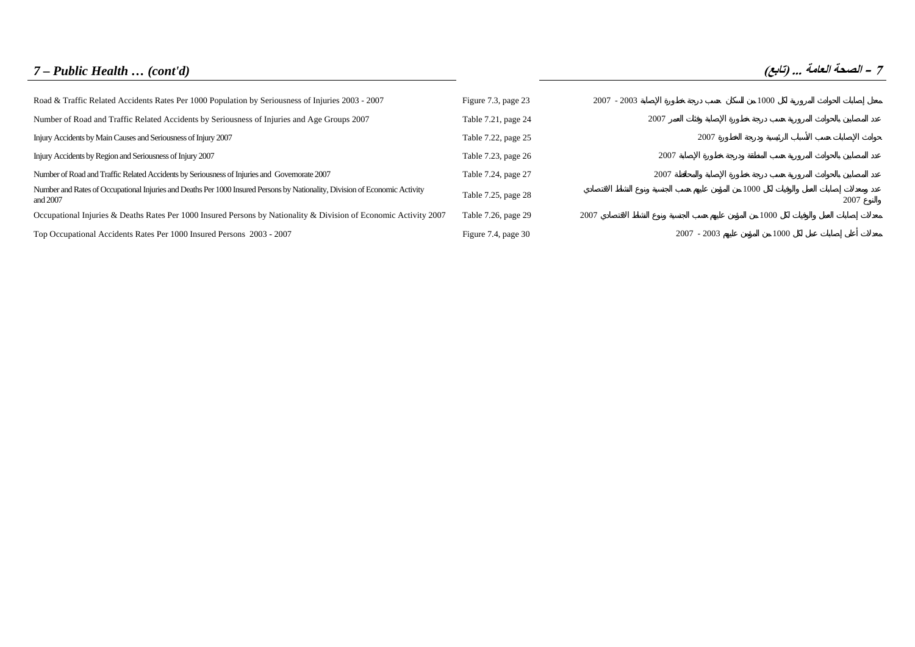## *7 – Public Health … (cont'd)* | *7 – الصحة العامة ... (تابع)*

| | | |
|---|---|---|
| Road & Traffic Related Accidents Rates Per 1000 Population by Seriousness of Injuries 2003 - 2007 | Figure 7.3, page 23 | معدل إصابات الحوادث المرورية لكل 1000 من السكان حسب درجة خطورة الإصابة 2003 - 2007 |
| Number of Road and Traffic Related Accidents by Seriousness of Injuries and Age Groups 2007 | Table 7.21, page 24 | عدد المصابين بالحوادث المرورية حسب درجة خطورة الإصابة وفئات العمر 2007 |
| Injury Accidents by Main Causes and Seriousness of Injury 2007 | Table 7.22, page 25 | حوادث الإصابات حسب الأسباب الرئيسية ودرجة الخطورة 2007 |
| Injury Accidents by Region and Seriousness of Injury 2007 | Table 7.23, page 26 | عدد المصابين بالحوادث المرورية حسب المنطقة ودرجة خطورة الإصابة 2007 |
| Number of Road and Traffic Related Accidents by Seriousness of Injuries and Governorate 2007 | Table 7.24, page 27 | عدد المصابين بالحوادث المرورية حسب درجة خطورة الإصابة والمحافظة 2007 |
| Number and Rates of Occupational Injuries and Deaths Per 1000 Insured Persons by Nationality, Division of Economic Activity and 2007 | Table 7.25, page 28 | عدد ومعدلات إصابات العمل والوفيات لكل 1000 من المؤمن عليهم حسب الجنسية ونوع النشاط الاقتصادي والنوع 2007 |
| Occupational Injuries & Deaths Rates Per 1000 Insured Persons by Nationality & Division of Economic Activity 2007 | Table 7.26, page 29 | معدلات إصابات العمل والوفيات لكل 1000 من المؤمن عليهم حسب الجنسية ونوع النشاط الاقتصادي 2007 |
| Top Occupational Accidents Rates Per 1000 Insured Persons 2003 - 2007 | Figure 7.4, page 30 | معدلات أعلى إصابات عمل لكل 1000 من المؤمن عليهم 2003 - 2007 |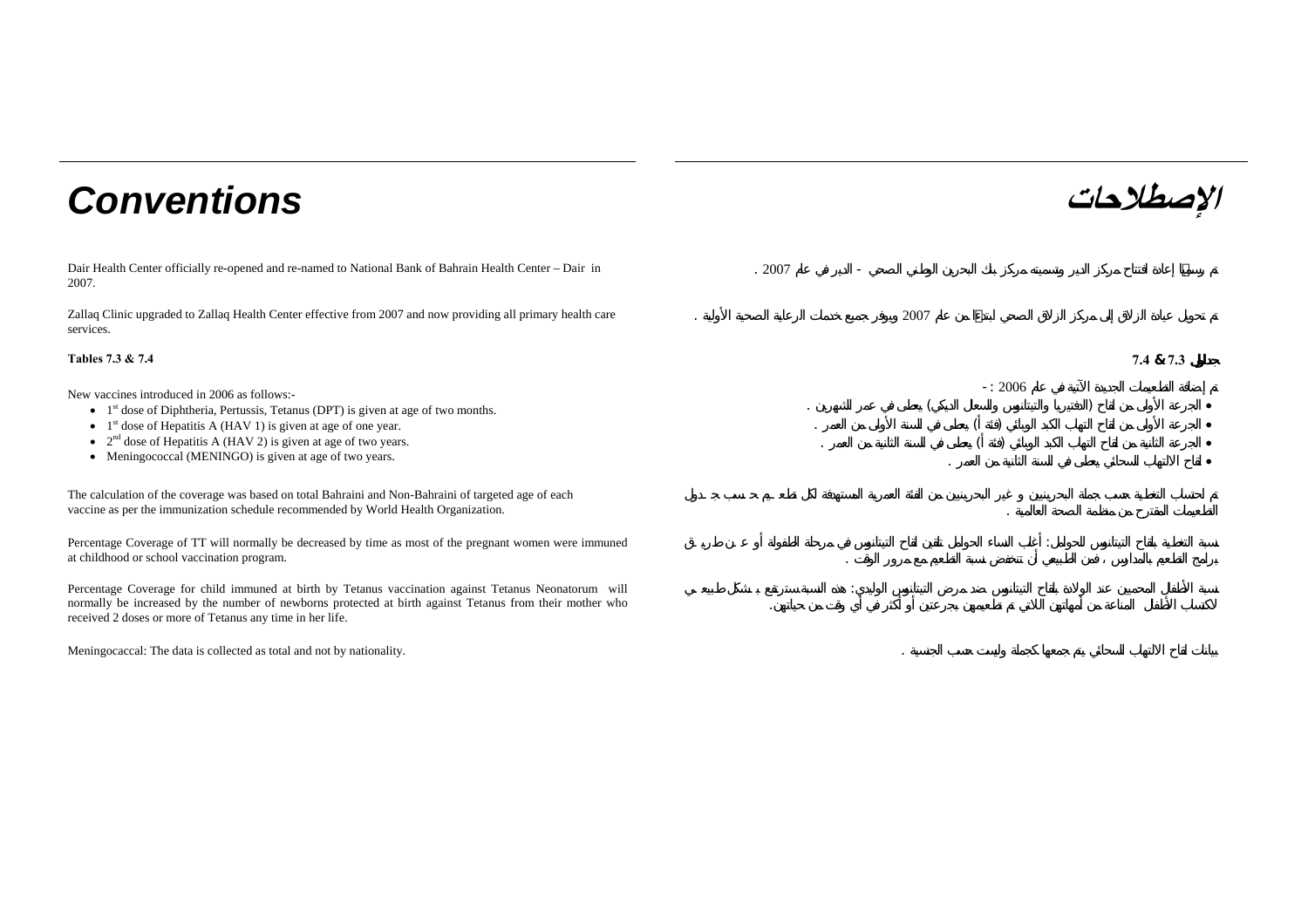# Conventions

Dair Health Center officially re-opened and re-named to National Bank of Bahrain Health Center – Dair in 2007.

Zallaq Clinic upgraded to Zallaq Health Center effective from 2007 and now providing all primary health care services.

**Tables 7.3 & 7.4**

New vaccines introduced in 2006 as follows:-

- 1st dose of Diphtheria, Pertussis, Tetanus (DPT) is given at age of two months.
- 1st dose of Hepatitis A (HAV 1) is given at age of one year.
- 2nd dose of Hepatitis A (HAV 2) is given at age of two years.
- Meningococcal (MENINGO) is given at age of two years.

The calculation of the coverage was based on total Bahraini and Non-Bahraini of targeted age of each vaccine as per the immunization schedule recommended by World Health Organization.

Percentage Coverage of TT will normally be decreased by time as most of the pregnant women were immuned at childhood or school vaccination program.

Percentage Coverage for child immuned at birth by Tetanus vaccination against Tetanus Neonatorum will normally be increased by the number of newborns protected at birth against Tetanus from their mother who received 2 doses or more of Tetanus any time in her life.

Meningococcal: The data is collected as total and not by nationality.

# الإصطلاحات

تم رسمياً إعادة افتتاح مركز الدير وتسميته مركز بنك البحرين الوطني الصحي - الدير في عام 2007 .

تم تحويل عيادة الزلاق إلى مركز الزلاق الصحي ابتداءً من عام 2007 ويوفر جميع خدمات الرعاية الصحية الأولية .

**جداول 7.3 & 7.4**

تم إضافة التطعيمات الجديدة الآتية في عام 2006 : -

- الجرعة الأولى من لقاح (الدفتيريا والتيتانوس والسعال الديكي) يعطى في عمر الشهرين .
- الجرعة الأولى من لقاح التهاب الكبد الوبائي (فئة أ) يعطى في السنة الأولى من العمر .
- الجرعة الثانية من لقاح التهاب الكبد الوبائي (فئة أ) يعطى في السنة الثانية من العمر .
- لقاح الالتهاب السحائي يعطى في السنة الثانية من العمر .

تم احتساب التغطية حسب جملة البحرينيين و غير البحرينيين من الفئة العمرية المستهدفة لكل تطعيم حسب جدول التطعيمات المقترح من منظمة الصحة العالمية .

نسبة التغطية بلقاح التيتانوس للحوامل: أغلب النساء الحوامل تلقين لقاح التيتانوس في مرحلة الطفولة أو عن طريق برامج التطعيم بالمدارس ، فمن الطبيعي أن تنخفض نسبة التطعيم مع مرور الوقت .

نسبة الأطفال المحميين عند الولادة بلقاح التيتانوس ضد مرض التيتانوس الوليدي: هذه النسبة سترتفع بشكل طبيعي لاكتساب الأطفال المناعة من أمهاتهن اللاتي تم تطعيمهن بجرعتين أو أكثر في أي وقت من حياتهن.

بيانات لقاح الالتهاب السحائي يتم جمعها كجملة وليست حسب الجنسية .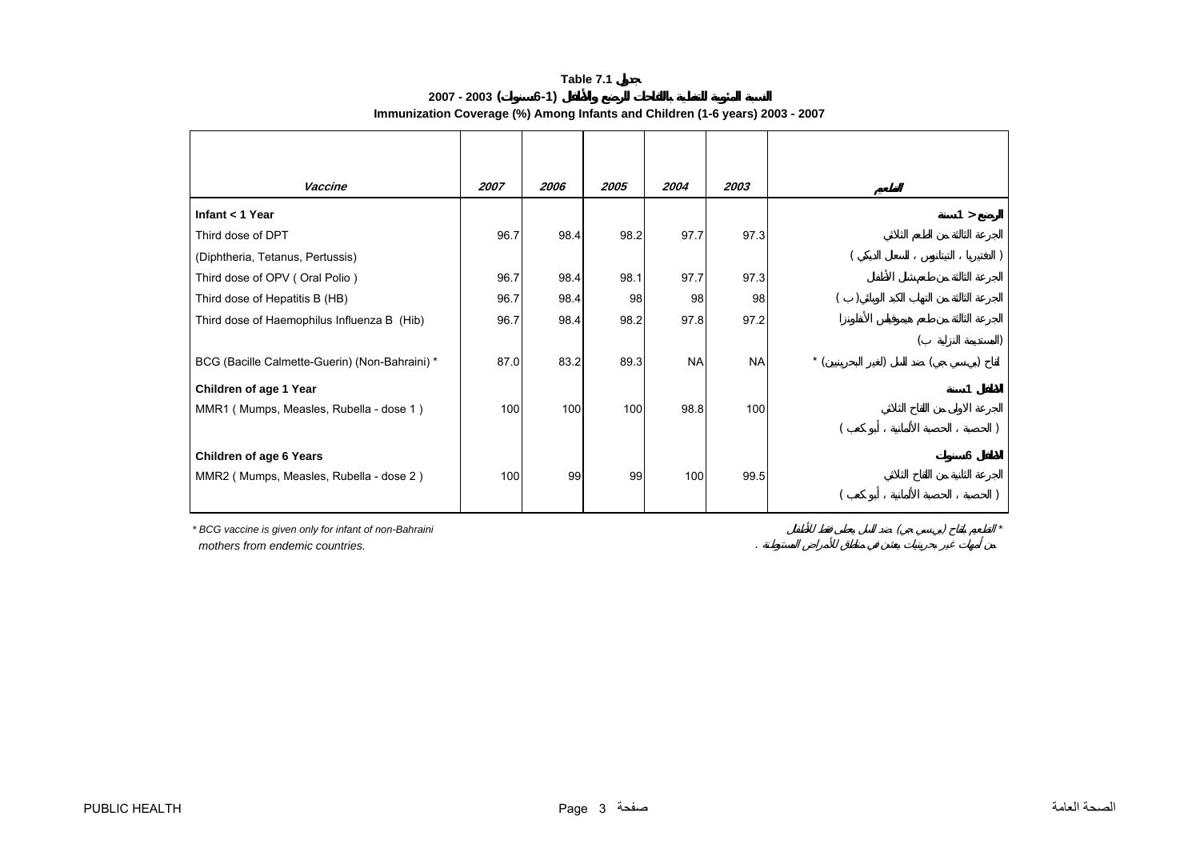# Table 7.1 جدول

## النسبة المئوية للتغطية باللقاحات للرضع والأطفال (1-6 سنوات) 2003 - 2007

## Immunization Coverage (%) Among Infants and Children (1-6 years) 2003 - 2007

| *Vaccine* | *2007* | *2006* | *2005* | *2004* | *2003* | التطعيم |
|---|---|---|---|---|---|---|
| **Infant < 1 Year** | | | | | | **الرضع < 1 سنة** |
| Third dose of DPT | 96.7 | 98.4 | 98.2 | 97.7 | 97.3 | الجرعة الثالثة من الطعم الثلاثي |
| (Diphtheria, Tetanus, Pertussis) | | | | | | ( الدفتيريا ، التيتانوس ، السعال الديكي ) |
| Third dose of OPV ( Oral Polio ) | 96.7 | 98.4 | 98.1 | 97.7 | 97.3 | الجرعة الثالثة من طعم شلل الأطفال |
| Third dose of Hepatitis B (HB) | 96.7 | 98.4 | 98 | 98 | 98 | الجرعة الثالثة من التهاب الكبد الوبائي( ب ) |
| Third dose of Haemophilus Influenza B (Hib) | 96.7 | 98.4 | 98.2 | 97.8 | 97.2 | الجرعة الثالثة من طعم هيموفيلس الأنفلونزا |
| | | | | | | (المستدمية النزلية ب ) |
| BCG (Bacille Calmette-Guerin) (Non-Bahraini) * | 87.0 | 83.2 | 89.3 | NA | NA | لقاح (بي سي جي) ضد السل (لغير البحرينيين) * |
| **Children of age 1 Year** | | | | | | **الأطفال 1 سنة** |
| MMR1 ( Mumps, Measles, Rubella - dose 1 ) | 100 | 100 | 100 | 98.8 | 100 | الجرعة الاولى من اللقاح الثلاثي |
| | | | | | | ( الحصبة ، الحصبة الألمانية ، أبو كعب ) |
| **Children of age 6 Years** | | | | | | **الأطفال 6 سنوات** |
| MMR2 ( Mumps, Measles, Rubella - dose 2 ) | 100 | 99 | 99 | 100 | 99.5 | الجرعة الثانية من اللقاح الثلاثي |
| | | | | | | ( الحصبة ، الحصبة الألمانية ، أبو كعب ) |

*\* BCG vaccine is given only for infant of non-Bahraini mothers from endemic countries.*

*\* التطعيم بلقاح (بي سي جي) ضد السل يعطى فقط للأطفال من أمهات غير بحرينيات يعشن في مناطق للأمراض المستوطنة .*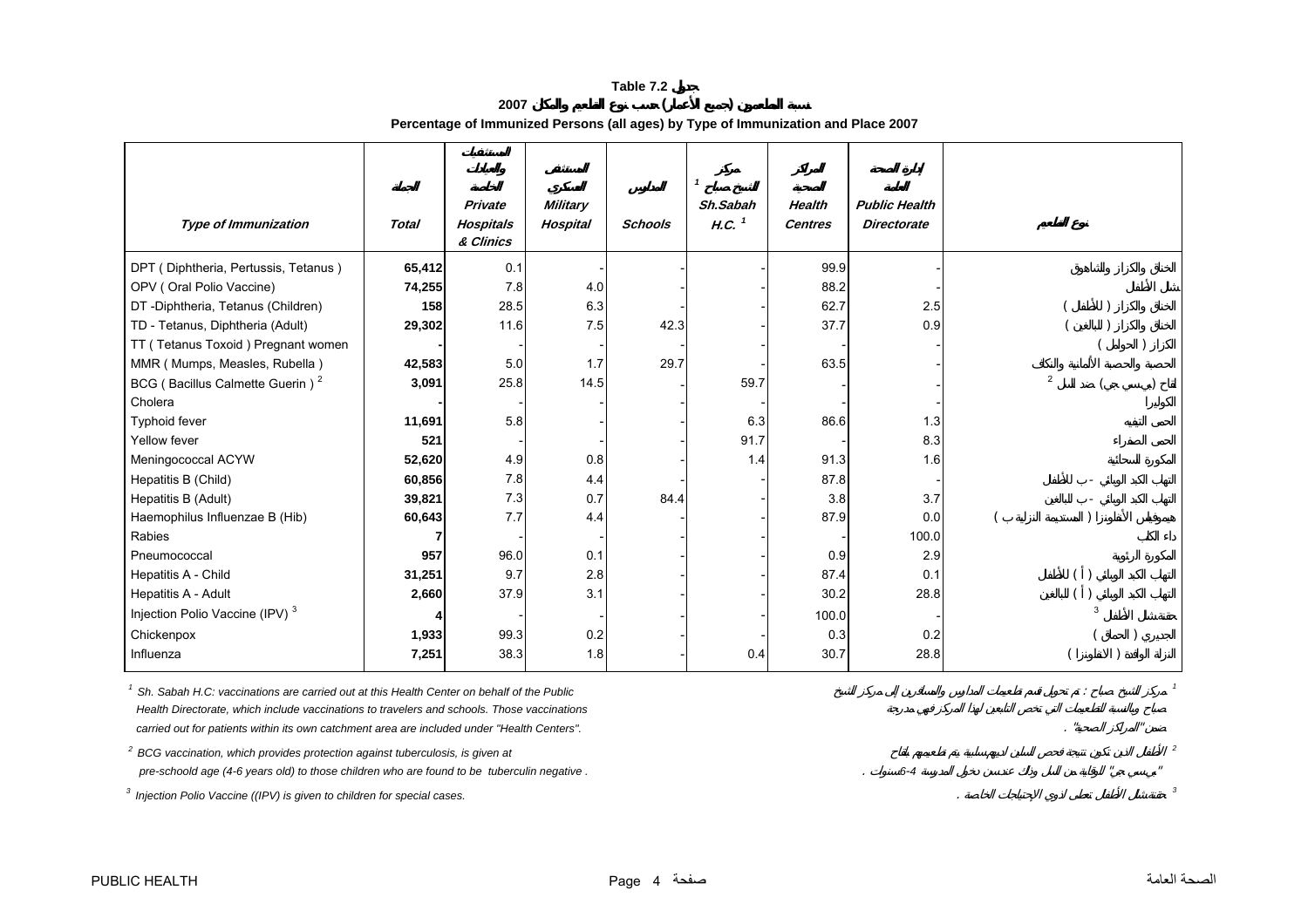**Table 7.2 جدول**

**2007 نسبة المطعمين (جميع الأعمار) حسب نوع التطعيم والمكان**

**Percentage of Immunized Persons (all ages) by Type of Immunization and Place 2007**

| *Type of Immunization* | الجملة *Total* | المستشفيات والعيادات الخاصة *Private Hospitals & Clinics* | المستشفى العسكري *Military Hospital* | المدارس *Schools* | مركز الشيخ صباح [1] *Sh.Sabah H.C.* [1] | المراكز الصحية *Health Centres* | إدارة الصحة العامة *Public Health Directorate* | نوع التطعيم |
|---|---|---|---|---|---|---|---|---|
| DPT ( Diphtheria, Pertussis, Tetanus ) | **65,412** | 0.1 | - | - | - | 99.9 | - | الخناق والكزاز والشاهوق |
| OPV ( Oral Polio Vaccine) | **74,255** | 7.8 | 4.0 | - | - | 88.2 | - | شلل الأطفال |
| DT -Diphtheria, Tetanus (Children) | **158** | 28.5 | 6.3 | - | - | 62.7 | 2.5 | الخناق والكزاز ( للأطفال ) |
| TD - Tetanus, Diphtheria (Adult) | **29,302** | 11.6 | 7.5 | 42.3 | - | 37.7 | 0.9 | الخناق والكزاز ( للبالغين ) |
| TT ( Tetanus Toxoid ) Pregnant women | **-** | - | - | - | - | - | - | الكزاز ( الحوامل ) |
| MMR ( Mumps, Measles, Rubella ) | **42,583** | 5.0 | 1.7 | 29.7 | - | 63.5 | - | الحصبة والحصبة الألمانية والنكاف |
| BCG ( Bacillus Calmette Guerin ) [2] | **3,091** | 25.8 | 14.5 | - | 59.7 | - | - | لقاح ( بي سي جي ) ضد السل [2] |
| Cholera | **-** | - | - | - | - | - | - | الكوليرا |
| Typhoid fever | **11,691** | 5.8 | - | - | 6.3 | 86.6 | 1.3 | الحمى التيفية |
| Yellow fever | **521** | - | - | - | 91.7 | - | 8.3 | الحمى الصفراء |
| Meningococcal ACYW | **52,620** | 4.9 | 0.8 | - | 1.4 | 91.3 | 1.6 | المكورة السحائية |
| Hepatitis B (Child) | **60,856** | 7.8 | 4.4 | - | - | 87.8 | - | التهاب الكبد الوبائي - ب للأطفال |
| Hepatitis B (Adult) | **39,821** | 7.3 | 0.7 | 84.4 | - | 3.8 | 3.7 | التهاب الكبد الوبائي - ب للبالغين |
| Haemophilus Influenzae B (Hib) | **60,643** | 7.7 | 4.4 | - | - | 87.9 | 0.0 | هيموفيلس الأنفلونزا ( المستديمة النزلية ب ) |
| Rabies | **7** | - | - | - | - | - | 100.0 | داء الكلب |
| Pneumococcal | **957** | 96.0 | 0.1 | - | - | 0.9 | 2.9 | المكورة الرئوية |
| Hepatitis A - Child | **31,251** | 9.7 | 2.8 | - | - | 87.4 | 0.1 | التهاب الكبد الوبائي ( أ ) للأطفال |
| Hepatitis A - Adult | **2,660** | 37.9 | 3.1 | - | - | 30.2 | 28.8 | التهاب الكبد الوبائي ( أ ) للبالغين |
| Injection Polio Vaccine (IPV) [3] | **4** | - | - | - | - | 100.0 | - | حقنة شلل الأطفال [3] |
| Chickenpox | **1,933** | 99.3 | 0.2 | - | - | 0.3 | 0.2 | الجديري ( الحماق ) |
| Influenza | **7,251** | 38.3 | 1.8 | - | 0.4 | 30.7 | 28.8 | النزلة الوافدة ( الانفلونزا ) |

[1] *Sh. Sabah H.C: vaccinations are carried out at this Health Center on behalf of the Public Health Directorate, which include vaccinations to travelers and schools. Those vaccinations carried out for patients within its own catchment area are included under "Health Centers".*

[1] مركز الشيخ صباح : تم تحويل قسم تطعيمات المدارس والمسافرين إلى مركز الشيخ صباح وبالنسبة للتطعيمات التي تخص التابعين لهذا المركز فهي مدرجة ضمن "المراكز الصحية" .

[2] *BCG vaccination, which provides protection against tuberculosis, is given at pre-schoold age (4-6 years old) to those children who are found to be tuberculin negative .*

[2] الأطفال الذين تكون نتيجة فحص السل لديهم سلبية يتم تطعيمهم بلقاح "بي سي جي" للوقاية من السل وذلك عند سن دخول المدرسة 4-6 سنوات .

[3] *Injection Polio Vaccine ((IPV) is given to children for special cases.*

[3] حقنة شلل الأطفال تعطى للأطفال ذوي الإحتياجات الخاصة .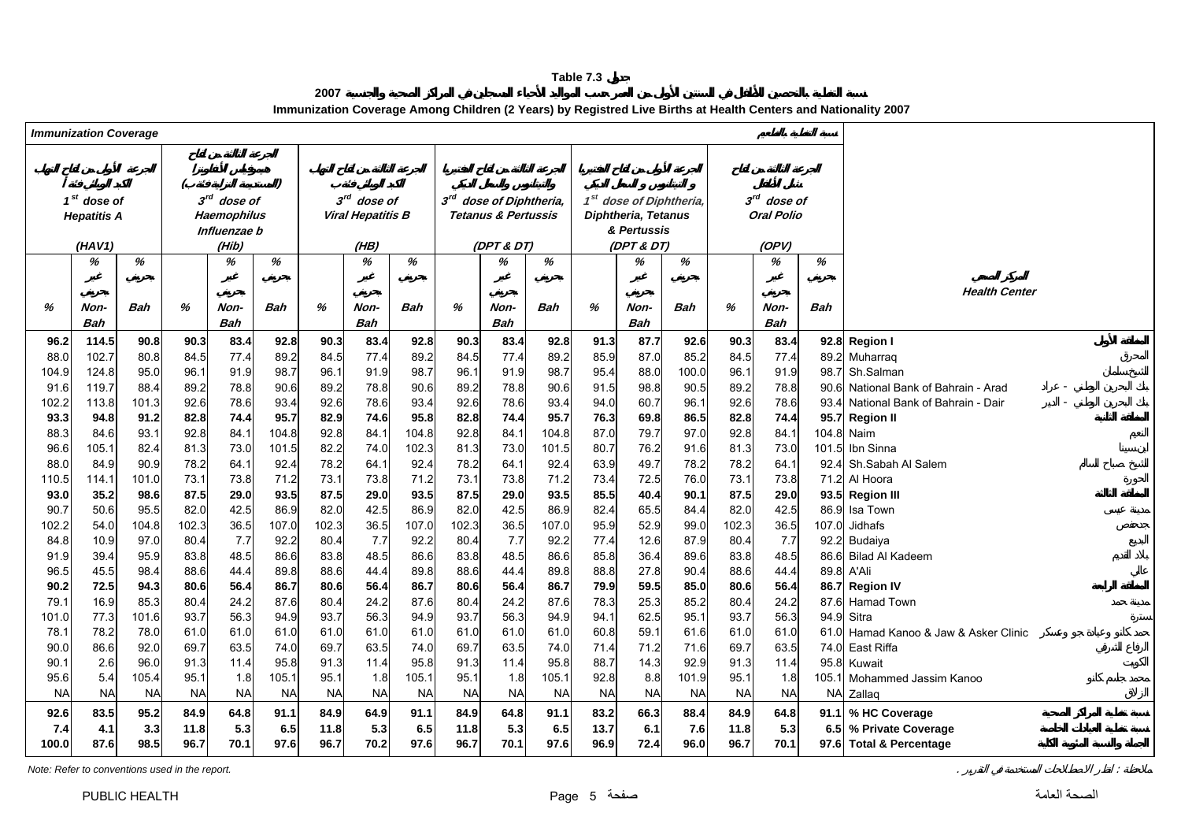**Table 7.3 جدول**

**نسبة التغطية بالتحصين للأطفال في السنتين الأوليين من العمر حسب المواليد الأحياء المسجلين في المراكز الصحية والجنسية 2007**

**Immunization Coverage Among Children (2 Years) by Registred Live Births at Health Centers and Nationality 2007**

| *Immunization Coverage* نسبة التغطية بالتطعيم | | | | | | | | | | | | | | | | | | | |
|---|---|---|---|---|---|---|---|---|---|---|---|---|---|---|---|---|---|---|---|
| الجرعة الأولى من لقاح التهاب الكبد الوبائي فئة أ $1^{st}$ dose of Hepatitis A (HAV1) | | | الجرعة الثالثة من لقاح هيموفيلس انفلونزا (المستديمة النزلية فئة ب) $3^{rd}$ dose of Haemophilus Influenzae b (Hib) | | | الجرعة الثالثة من لقاح التهاب الكبد الوبائي فئة ب $3^{rd}$ dose of Viral Hepatitis B (HB) | | | الجرعة الثالثة من لقاح الدفتيريا والتيتانوس والسعال الديكي $3^{rd}$ dose of Diphtheria, Tetanus & Pertussis (DPT & DT) | | | الجرعة الأولى من لقاح الدفتيريا و التيتانوس و السعال الديكي $1^{st}$ dose of Diphtheria, Tetanus & Pertussis (DPT & DT) | | | الجرعة الثالثة من لقاح شلل الأطفال $3^{rd}$ dose of Oral Polio (OPV) | | | المركز الصحي Health Center | |
| % | % غير بحريني Non-Bah | % بحريني Bah | % | % غير بحريني Non-Bah | % بحريني Bah | % | % غير بحريني Non-Bah | % بحريني Bah | % | % غير بحريني Non-Bah | % بحريني Bah | % | % غير بحريني Non-Bah | % بحريني Bah | % | % غير بحريني Non-Bah | % بحريني Bah | | |
| **96.2** | **114.5** | **90.8** | **90.3** | **83.4** | **92.8** | **90.3** | **83.4** | **92.8** | **90.3** | **83.4** | **92.8** | **91.3** | **87.7** | **92.6** | **90.3** | **83.4** | **92.8** | **Region I** | **المنطقة الأولى** |
| 88.0 | 102.7 | 80.8 | 84.5 | 77.4 | 89.2 | 84.5 | 77.4 | 89.2 | 84.5 | 77.4 | 89.2 | 85.9 | 87.0 | 85.2 | 84.5 | 77.4 | 89.2 | Muharraq | المحرق |
| 104.9 | 124.8 | 95.0 | 96.1 | 91.9 | 98.7 | 96.1 | 91.9 | 98.7 | 96.1 | 91.9 | 98.7 | 95.4 | 88.0 | 100.0 | 96.1 | 91.9 | 98.7 | Sh.Salman | الشيخ سلمان |
| 91.6 | 119.7 | 88.4 | 89.2 | 78.8 | 90.6 | 89.2 | 78.8 | 90.6 | 89.2 | 78.8 | 90.6 | 91.5 | 98.8 | 90.5 | 89.2 | 78.8 | 90.6 | National Bank of Bahrain - Arad | بنك البحرين الوطني - عراد |
| 102.2 | 113.8 | 101.3 | 92.6 | 78.6 | 93.4 | 92.6 | 78.6 | 93.4 | 92.6 | 78.6 | 93.4 | 94.0 | 60.7 | 96.1 | 92.6 | 78.6 | 93.4 | National Bank of Bahrain - Dair | بنك البحرين الوطني - الدير |
| **93.3** | **94.8** | **91.2** | **82.8** | **74.4** | **95.7** | **82.9** | **74.6** | **95.8** | **82.8** | **74.4** | **95.7** | **76.3** | **69.8** | **86.5** | **82.8** | **74.4** | **95.7** | **Region II** | **المنطقة الثانية** |
| 88.3 | 84.6 | 93.1 | 92.8 | 84.1 | 104.8 | 92.8 | 84.1 | 104.8 | 92.8 | 84.1 | 104.8 | 87.0 | 79.7 | 97.0 | 92.8 | 84.1 | 104.8 | Naim | النعيم |
| 96.6 | 105.1 | 82.4 | 81.3 | 73.0 | 101.5 | 82.2 | 74.0 | 102.3 | 81.3 | 73.0 | 101.5 | 80.7 | 76.2 | 91.6 | 81.3 | 73.0 | 101.5 | Ibn Sinna | ابن سينا |
| 88.0 | 84.9 | 90.9 | 78.2 | 64.1 | 92.4 | 78.2 | 64.1 | 92.4 | 78.2 | 64.1 | 92.4 | 63.9 | 49.7 | 78.2 | 78.2 | 64.1 | 92.4 | Sh.Sabah Al Salem | الشيخ صباح السالم |
| 110.5 | 114.1 | 101.0 | 73.1 | 73.8 | 71.2 | 73.1 | 73.8 | 71.2 | 73.1 | 73.8 | 71.2 | 73.4 | 72.5 | 76.0 | 73.1 | 73.8 | 71.2 | Al Hoora | الحورة |
| **93.0** | **35.2** | **98.6** | **87.5** | **29.0** | **93.5** | **87.5** | **29.0** | **93.5** | **87.5** | **29.0** | **93.5** | **85.5** | **40.4** | **90.1** | **87.5** | **29.0** | **93.5** | **Region III** | **المنطقة الثالثة** |
| 90.7 | 50.6 | 95.5 | 82.0 | 42.5 | 86.9 | 82.0 | 42.5 | 86.9 | 82.0 | 42.5 | 86.9 | 82.4 | 65.5 | 84.4 | 82.0 | 42.5 | 86.9 | Isa Town | مدينة عيسى |
| 102.2 | 54.0 | 104.8 | 102.3 | 36.5 | 107.0 | 102.3 | 36.5 | 107.0 | 102.3 | 36.5 | 107.0 | 95.9 | 52.9 | 99.0 | 102.3 | 36.5 | 107.0 | Jidhafs | جدحفص |
| 84.8 | 10.9 | 97.0 | 80.4 | 7.7 | 92.2 | 80.4 | 7.7 | 92.2 | 80.4 | 7.7 | 92.2 | 77.4 | 12.6 | 87.9 | 80.4 | 7.7 | 92.2 | Budaiya | البديع |
| 91.9 | 39.4 | 95.9 | 83.8 | 48.5 | 86.6 | 83.8 | 48.5 | 86.6 | 83.8 | 48.5 | 86.6 | 85.8 | 36.4 | 89.6 | 83.8 | 48.5 | 86.6 | Bilad Al Kadeem | بلاد القديم |
| 96.5 | 45.5 | 98.4 | 88.6 | 44.4 | 89.8 | 88.6 | 44.4 | 89.8 | 88.6 | 44.4 | 89.8 | 88.8 | 27.8 | 90.4 | 88.6 | 44.4 | 89.8 | A'Ali | عالي |
| **90.2** | **72.5** | **94.3** | **80.6** | **56.4** | **86.7** | **80.6** | **56.4** | **86.7** | **80.6** | **56.4** | **86.7** | **79.9** | **59.5** | **85.0** | **80.6** | **56.4** | **86.7** | **Region IV** | **المنطقة الرابعة** |
| 79.1 | 16.9 | 85.3 | 80.4 | 24.2 | 87.6 | 80.4 | 24.2 | 87.6 | 80.4 | 24.2 | 87.6 | 78.3 | 25.3 | 85.2 | 80.4 | 24.2 | 87.6 | Hamad Town | مدينة حمد |
| 101.0 | 77.3 | 101.6 | 93.7 | 56.3 | 94.9 | 93.7 | 56.3 | 94.9 | 93.7 | 56.3 | 94.9 | 94.1 | 62.5 | 95.1 | 93.7 | 56.3 | 94.9 | Sitra | سترة |
| 78.1 | 78.2 | 78.0 | 61.0 | 61.0 | 61.0 | 61.0 | 61.0 | 61.0 | 61.0 | 61.0 | 61.0 | 60.8 | 59.1 | 61.6 | 61.0 | 61.0 | 61.0 | Hamad Kanoo & Jaw & Asker Clinic | حمد كانو وعيادة جو وعسكر |
| 90.0 | 86.6 | 92.0 | 69.7 | 63.5 | 74.0 | 69.7 | 63.5 | 74.0 | 69.7 | 63.5 | 74.0 | 71.4 | 71.2 | 71.6 | 69.7 | 63.5 | 74.0 | East Riffa | الرفاع الشرقي |
| 90.1 | 2.6 | 96.0 | 91.3 | 11.4 | 95.8 | 91.3 | 11.4 | 95.8 | 91.3 | 11.4 | 95.8 | 88.7 | 14.3 | 92.9 | 91.3 | 11.4 | 95.8 | Kuwait | الكويت |
| 95.6 | 5.4 | 105.4 | 95.1 | 1.8 | 105.1 | 95.1 | 1.8 | 105.1 | 95.1 | 1.8 | 105.1 | 92.8 | 8.8 | 101.9 | 95.1 | 1.8 | 105.1 | Mohammed Jassim Kanoo | محمد جاسم كانو |
| NA | NA | NA | NA | NA | NA | NA | NA | NA | NA | NA | NA | NA | NA | NA | NA | NA | NA | Zallaq | الزلاق |
| **92.6** | **83.5** | **95.2** | **84.9** | **64.8** | **91.1** | **84.9** | **64.9** | **91.1** | **84.9** | **64.8** | **91.1** | **83.2** | **66.3** | **88.4** | **84.9** | **64.8** | **91.1** | **% HC Coverage** | **نسبة تغطية المراكز الصحية** |
| **7.4** | **4.1** | **3.3** | **11.8** | **5.3** | **6.5** | **11.8** | **5.3** | **6.5** | **11.8** | **5.3** | **6.5** | **13.7** | **6.1** | **7.6** | **11.8** | **5.3** | **6.5** | **% Private Coverage** | **نسبة تغطية العيادات الخاصة** |
| **100.0** | **87.6** | **98.5** | **96.7** | **70.1** | **97.6** | **96.7** | **70.2** | **97.6** | **96.7** | **70.1** | **97.6** | **96.9** | **72.4** | **96.0** | **96.7** | **70.1** | **97.6** | **Total & Percentage** | **الجملة والنسبة المئوية الكلية** |

*Note: Refer to conventions used in the report.*

ملاحظة : أنظر الاصطلاحات المستخدمة في التقرير .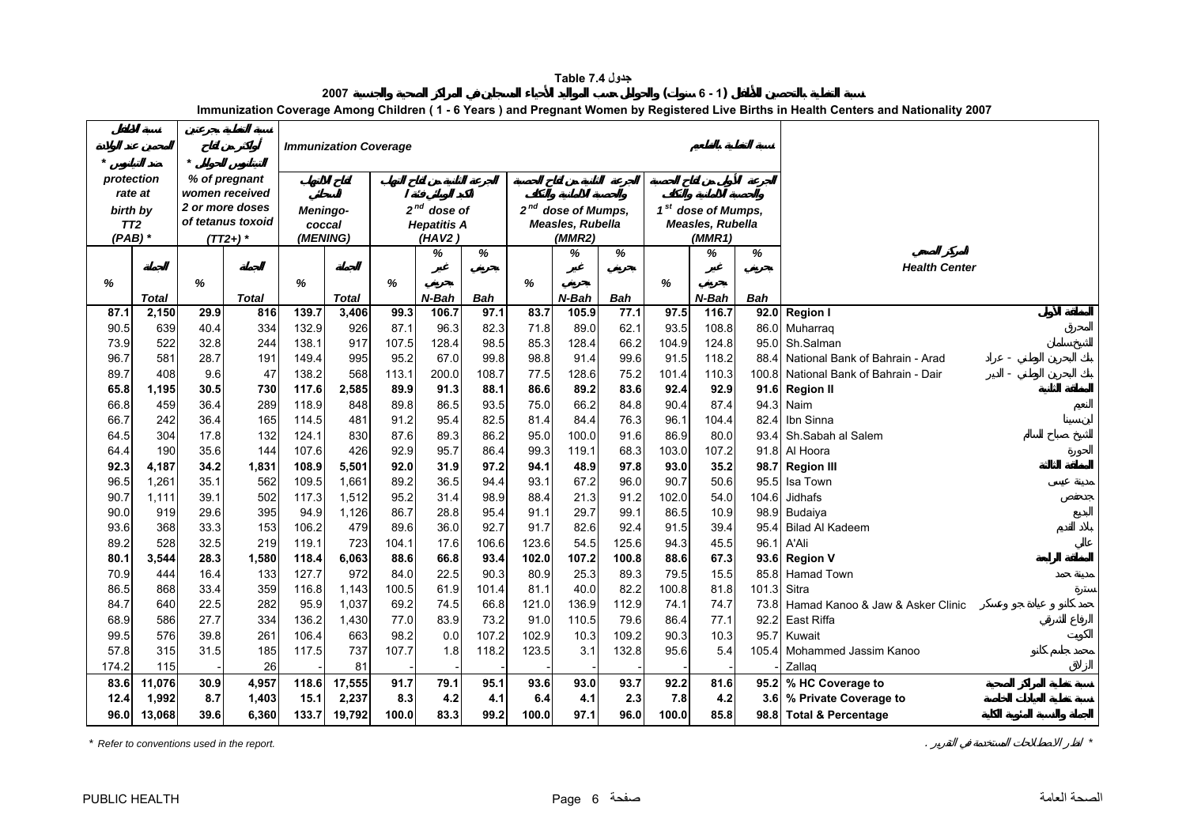# Table 7.4 جدول

## نسبة التغطية بالتحصين للأطفال (1 - 6 سنوات) والحوامل حسب المواليد الأحياء المسجلين في المراكز الصحية والجنسية 2007

## Immunization Coverage Among Children ( 1 - 6 Years ) and Pregnant Women by Registered Live Births in Health Centers and Nationality 2007

| protection rate at birth by TT2 (PAB) * | | % of pregnant women received 2 or more doses of tetanus toxoid (TT2+) * | | Meningo-coccal (MENING) | | 2nd dose of Hepatitis A (HAV2) | | | 2nd dose of Mumps, Measles, Rubella (MMR2) | | | 1st dose of Mumps, Measles, Rubella (MMR1) | | | Health Center | المركز الصحي |
|---|---|---|---|---|---|---|---|---|---|---|---|---|---|---|---|---|
| % | Total | % | Total | % | Total | % | % N-Bah | % Bah | % | % N-Bah | % Bah | % | % N-Bah | % Bah | | |
| **87.1** | **2,150** | **29.9** | **816** | **139.7** | **3,406** | **99.3** | **106.7** | **97.1** | **83.7** | **105.9** | **77.1** | **97.5** | **116.7** | **92.0** | **Region I** | **المنطقة الأولى** |
| 90.5 | 639 | 40.4 | 334 | 132.9 | 926 | 87.1 | 96.3 | 82.3 | 71.8 | 89.0 | 62.1 | 93.5 | 108.8 | 86.0 | Muharraq | المحرق |
| 73.9 | 522 | 32.8 | 244 | 138.1 | 917 | 107.5 | 128.4 | 98.5 | 85.3 | 128.4 | 66.2 | 104.9 | 124.8 | 95.0 | Sh.Salman | الشيخ سلمان |
| 96.7 | 581 | 28.7 | 191 | 149.4 | 995 | 95.2 | 67.0 | 99.8 | 98.8 | 91.4 | 99.6 | 91.5 | 118.2 | 88.4 | National Bank of Bahrain - Arad | بنك البحرين الوطني - عراد |
| 89.7 | 408 | 9.6 | 47 | 138.2 | 568 | 113.1 | 200.0 | 108.7 | 77.5 | 128.6 | 75.2 | 101.4 | 110.3 | 100.8 | National Bank of Bahrain - Dair | بنك البحرين الوطني - الدير |
| **65.8** | **1,195** | **30.5** | **730** | **117.6** | **2,585** | **89.9** | **91.3** | **88.1** | **86.6** | **89.2** | **83.6** | **92.4** | **92.9** | **91.6** | **Region II** | **المنطقة الثانية** |
| 66.8 | 459 | 36.4 | 289 | 118.9 | 848 | 89.8 | 86.5 | 93.5 | 75.0 | 66.2 | 84.8 | 90.4 | 87.4 | 94.3 | Naim | النعيم |
| 66.7 | 242 | 36.4 | 165 | 114.5 | 481 | 91.2 | 95.4 | 82.5 | 81.4 | 84.4 | 76.3 | 96.1 | 104.4 | 82.4 | Ibn Sinna | ابن سينا |
| 64.5 | 304 | 17.8 | 132 | 124.1 | 830 | 87.6 | 89.3 | 86.2 | 95.0 | 100.0 | 91.6 | 86.9 | 80.0 | 93.4 | Sh.Sabah al Salem | الشيخ صباح السالم |
| 64.4 | 190 | 35.6 | 144 | 107.6 | 426 | 92.9 | 95.7 | 86.4 | 99.3 | 119.1 | 68.3 | 103.0 | 107.2 | 91.8 | Al Hoora | الحورة |
| **92.3** | **4,187** | **34.2** | **1,831** | **108.9** | **5,501** | **92.0** | **31.9** | **97.2** | **94.1** | **48.9** | **97.8** | **93.0** | **35.2** | **98.7** | **Region III** | **المنطقة الثالثة** |
| 96.5 | 1,261 | 35.1 | 562 | 109.5 | 1,661 | 89.2 | 36.5 | 94.4 | 93.1 | 67.2 | 96.0 | 90.7 | 50.6 | 95.5 | Isa Town | مدينة عيسى |
| 90.7 | 1,111 | 39.1 | 502 | 117.3 | 1,512 | 95.2 | 31.4 | 98.9 | 88.4 | 21.3 | 91.2 | 102.0 | 54.0 | 104.6 | Jidhafs | جدحفص |
| 90.0 | 919 | 29.6 | 395 | 94.9 | 1,126 | 86.7 | 28.8 | 95.4 | 91.1 | 29.7 | 99.1 | 86.5 | 10.9 | 98.9 | Budaiya | البديع |
| 93.6 | 368 | 33.3 | 153 | 106.2 | 479 | 89.6 | 36.0 | 92.7 | 91.7 | 82.6 | 92.4 | 91.5 | 39.4 | 95.4 | Bilad Al Kadeem | بلاد القديم |
| 89.2 | 528 | 32.5 | 219 | 119.1 | 723 | 104.1 | 17.6 | 106.6 | 123.6 | 54.5 | 125.6 | 94.3 | 45.5 | 96.1 | A'Ali | عالي |
| **80.1** | **3,544** | **28.3** | **1,580** | **118.4** | **6,063** | **88.6** | **66.8** | **93.4** | **102.0** | **107.2** | **100.8** | **88.6** | **67.3** | **93.6** | **Region V** | **المنطقة الرابعة** |
| 70.9 | 444 | 16.4 | 133 | 127.7 | 972 | 84.0 | 22.5 | 90.3 | 80.9 | 25.3 | 89.3 | 79.5 | 15.5 | 85.8 | Hamad Town | مدينة حمد |
| 86.5 | 868 | 33.4 | 359 | 116.8 | 1,143 | 100.5 | 61.9 | 101.4 | 81.1 | 40.0 | 82.2 | 100.8 | 81.8 | 101.3 | Sitra | سترة |
| 84.7 | 640 | 22.5 | 282 | 95.9 | 1,037 | 69.2 | 74.5 | 66.8 | 121.0 | 136.9 | 112.9 | 74.1 | 74.7 | 73.8 | Hamad Kanoo & Jaw & Asker Clinic | حمد كانو و عيادة جو وعسكر |
| 68.9 | 586 | 27.7 | 334 | 136.2 | 1,430 | 77.0 | 83.9 | 73.2 | 91.0 | 110.5 | 79.6 | 86.4 | 77.1 | 92.2 | East Riffa | الرفاع الشرقي |
| 99.5 | 576 | 39.8 | 261 | 106.4 | 663 | 98.2 | 0.0 | 107.2 | 102.9 | 10.3 | 109.2 | 90.3 | 10.3 | 95.7 | Kuwait | الكويت |
| 57.8 | 315 | 31.5 | 185 | 117.5 | 737 | 107.7 | 1.8 | 118.2 | 123.5 | 3.1 | 132.8 | 95.6 | 5.4 | 105.4 | Mohammed Jassim Kanoo | محمد جاسم كانو |
| 174.2 | 115 | - | 26 | - | 81 | - | - | - | - | - | - | - | - | - | Zallaq | الزلاق |
| **83.6** | **11,076** | **30.9** | **4,957** | **118.6** | **17,555** | **91.7** | **79.1** | **95.1** | **93.6** | **93.0** | **93.7** | **92.2** | **81.6** | **95.2** | **% HC Coverage to** | **نسبة تغطية المراكز الصحية** |
| **12.4** | **1,992** | **8.7** | **1,403** | **15.1** | **2,237** | **8.3** | **4.2** | **4.1** | **6.4** | **4.1** | **2.3** | **7.8** | **4.2** | **3.6** | **% Private Coverage to** | **نسبة تغطية العيادات الخاصة** |
| **96.0** | **13,068** | **39.6** | **6,360** | **133.7** | **19,792** | **100.0** | **83.3** | **99.2** | **100.0** | **97.1** | **96.0** | **100.0** | **85.8** | **98.8** | **Total & Percentage** | **الجملة والنسبة المئوية الكلية** |

\* Refer to conventions used in the report.

\* أنظر الاصطلاحات المستخدمة في التقرير .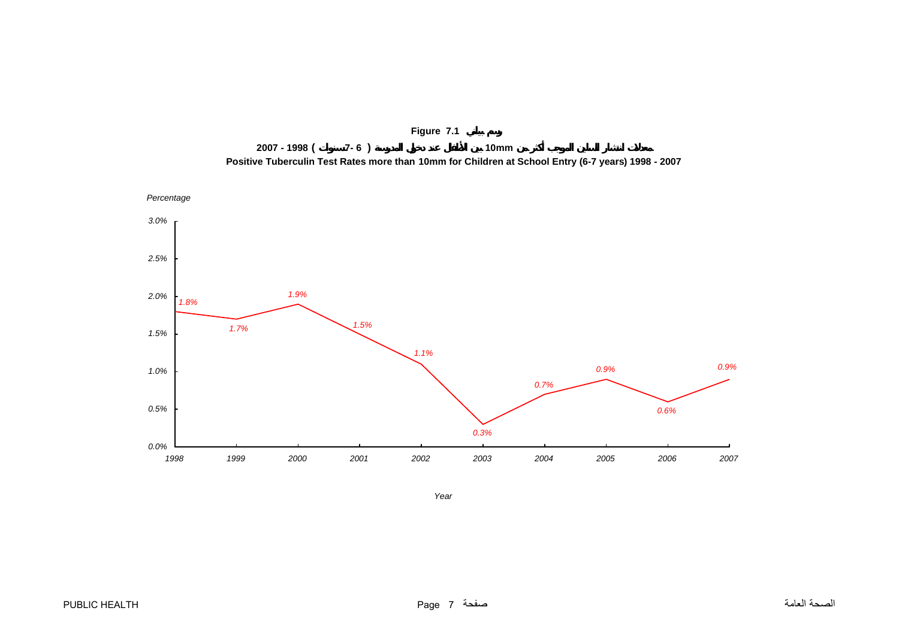**Figure 7.1 رسم بياني**

**معدلات انتشار السلين الموجب أكثر من 10mm بين الأطفال عند دخول المدرسة ( 6 -7سنوات ) 1998 - 2007**

**Positive Tuberculin Test Rates more than 10mm for Children at School Entry (6-7 years) 1998 - 2007**

| Year | Percentage |
| --- | --- |
| 1998 | 1.8% |
| 1999 | 1.7% |
| 2000 | 1.9% |
| 2001 | 1.5% |
| 2002 | 1.1% |
| 2003 | 0.3% |
| 2004 | 0.7% |
| 2005 | 0.9% |
| 2006 | 0.6% |
| 2007 | 0.9% |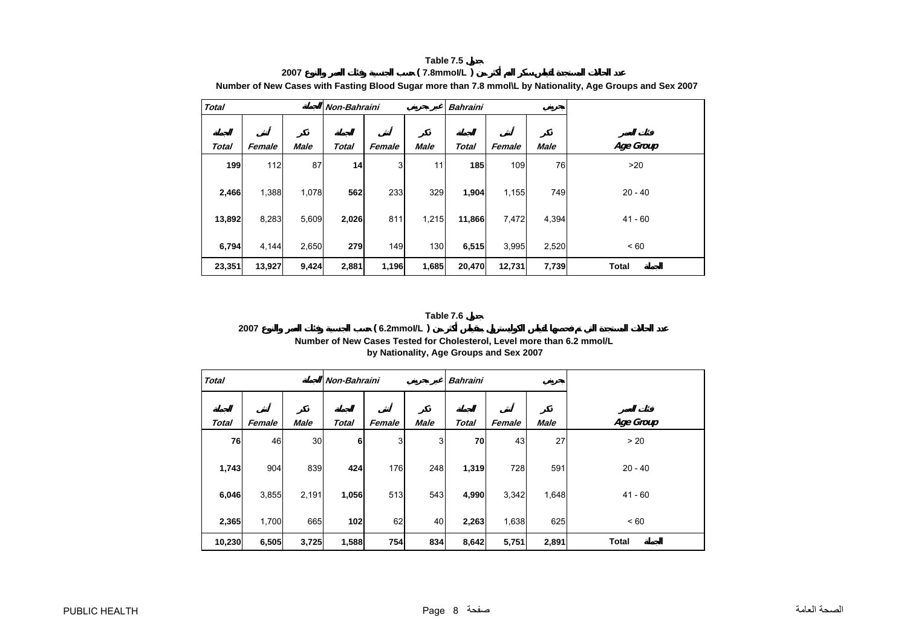## Table 7.5 جدول

**عدد الحالات المستجدة لقياس السكر الصائم أكثر من ( 7.8mmol/L ) حسب الجنسية وفئات العمر والنوع 2007**

**Number of New Cases with Fasting Blood Sugar more than 7.8 mmol\L by Nationality, Age Groups and Sex 2007**

| Total الجملة | | | Non-Bahraini غير بحريني | | | Bahraini بحريني | | | |
|---|---|---|---|---|---|---|---|---|---|
| الجملة Total | أنثى Female | ذكر Male | الجملة Total | أنثى Female | ذكر Male | الجملة Total | أنثى Female | ذكر Male | فئات العمر Age Group |
| **199** | 112 | 87 | **14** | 3 | 11 | **185** | 109 | 76 | >20 |
| **2,466** | 1,388 | 1,078 | **562** | 233 | 329 | **1,904** | 1,155 | 749 | 20 - 40 |
| **13,892** | 8,283 | 5,609 | **2,026** | 811 | 1,215 | **11,866** | 7,472 | 4,394 | 41 - 60 |
| **6,794** | 4,144 | 2,650 | **279** | 149 | 130 | **6,515** | 3,995 | 2,520 | < 60 |
| **23,351** | **13,927** | **9,424** | **2,881** | **1,196** | **1,685** | **20,470** | **12,731** | **7,739** | **Total الجملة** |

## Table 7.6 جدول

**عدد الحالات المستجدة التي تم فحصها لقياس الكوليسترول بمقياس أكثر من ( 6.2mmol/L ) حسب الجنسية وفئات العمر والنوع 2007**

**Number of New Cases Tested for Cholesterol, Level more than 6.2 mmol/L by Nationality, Age Groups and Sex 2007**

| Total الجملة | | | Non-Bahraini غير بحريني | | | Bahraini بحريني | | | |
|---|---|---|---|---|---|---|---|---|---|
| الجملة Total | أنثى Female | ذكر Male | الجملة Total | أنثى Female | ذكر Male | الجملة Total | أنثى Female | ذكر Male | فئات العمر Age Group |
| **76** | 46 | 30 | **6** | 3 | 3 | **70** | 43 | 27 | > 20 |
| **1,743** | 904 | 839 | **424** | 176 | 248 | **1,319** | 728 | 591 | 20 - 40 |
| **6,046** | 3,855 | 2,191 | **1,056** | 513 | 543 | **4,990** | 3,342 | 1,648 | 41 - 60 |
| **2,365** | 1,700 | 665 | **102** | 62 | 40 | **2,263** | 1,638 | 625 | < 60 |
| **10,230** | **6,505** | **3,725** | **1,588** | **754** | **834** | **8,642** | **5,751** | **2,891** | **Total الجملة** |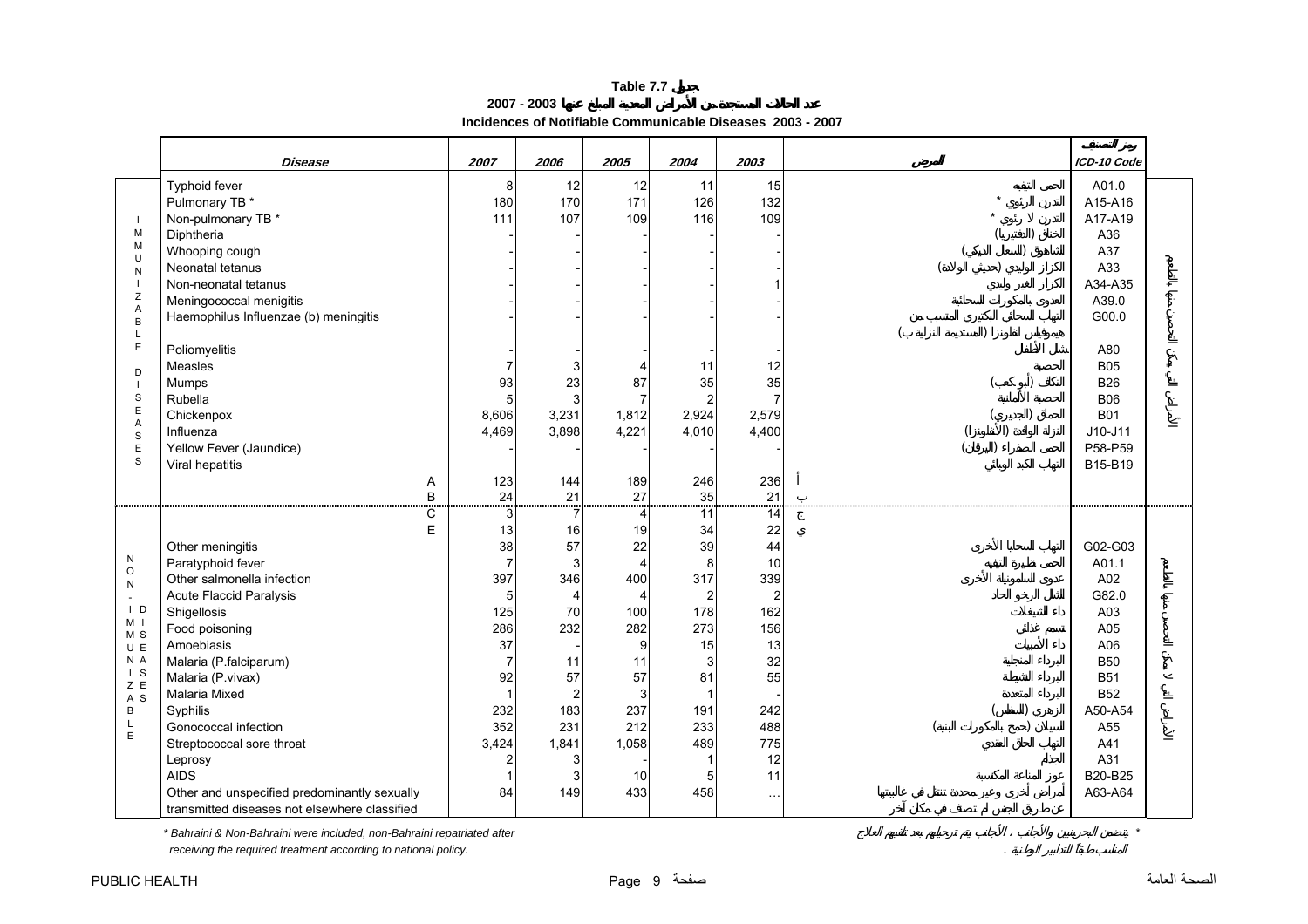**Table 7.7 جدول**

**عدد الحالات المستجدة من الأمراض المعدية المبلغ عنها 2003 - 2007**

**Incidences of Notifiable Communicable Diseases 2003 - 2007**

| | *Disease* | *2007* | *2006* | *2005* | *2004* | *2003* | *المرض* | *رمز التصنيف ICD-10 Code* | |
|---|---|---|---|---|---|---|---|---|---|
| IMMUNIZABLE DISEASES | Typhoid fever | 8 | 12 | 12 | 11 | 15 | الحمى التيفية | A01.0 | الأمراض التي يمكن التحصين منها بالطعوم |
| | Pulmonary TB * | 180 | 170 | 171 | 126 | 132 | التدرن الرئوي * | A15-A16 | |
| | Non-pulmonary TB * | 111 | 107 | 109 | 116 | 109 | التدرن لا رئوي * | A17-A19 | |
| | Diphtheria | - | - | - | - | - | الخناق (الدفتيريا) | A36 | |
| | Whooping cough | - | - | - | - | - | الشاهوق (السعال الديكي) | A37 | |
| | Neonatal tetanus | - | - | - | - | - | الكزاز الوليدي (حديثي الولادة) | A33 | |
| | Non-neonatal tetanus | - | - | - | - | 1 | الكزاز الغير وليدي | A34-A35 | |
| | Meningococcal menigitis | - | - | - | - | - | العدوى بالمكورات السحائية | A39.0 | |
| | Haemophilus Influenzae (b) meningitis | - | - | - | - | - | التهاب السحائي البكتيري المتسبب من هيموفيلس انفلونزا (المستديمة النزلية ب) | G00.0 | |
| | Poliomyelitis | - | - | - | - | - | شلل الأطفال | A80 | |
| | Measles | 7 | 3 | 4 | 11 | 12 | الحصبة | B05 | |
| | Mumps | 93 | 23 | 87 | 35 | 35 | النكاف (أبو كعب) | B26 | |
| | Rubella | 5 | 3 | 7 | 2 | 7 | الحصبة الألمانية | B06 | |
| | Chickenpox | 8,606 | 3,231 | 1,812 | 2,924 | 2,579 | الحماق (الجديري) | B01 | |
| | Influenza | 4,469 | 3,898 | 4,221 | 4,010 | 4,400 | النزلة الوافدة (الأنفلونزا) | J10-J11 | |
| | Yellow Fever (Jaundice) | - | - | - | - | - | الحمى الصفراء (اليرقان) | P58-P59 | |
| | Viral hepatitis | | | | | | التهاب الكبد الوبائي | B15-B19 | |
| | A | 123 | 144 | 189 | 246 | 236 | أ | | |
| | B | 24 | 21 | 27 | 35 | 21 | ب | | |
| NON-IMMUNIZABLE DISEASES | C | 3 | 7 | 4 | 11 | 14 | ج | | الأمراض التي لا يمكن التحصين منها بالطعوم |
| | E | 13 | 16 | 19 | 34 | 22 | ي | | |
| | Other meningitis | 38 | 57 | 22 | 39 | 44 | التهاب السحايا الأخرى | G02-G03 | |
| | Paratyphoid fever | 7 | 3 | 4 | 8 | 10 | الحمى نظيرة التيفية | A01.1 | |
| | Other salmonella infection | 397 | 346 | 400 | 317 | 339 | عدوى السلمونيلة الأخرى | A02 | |
| | Acute Flaccid Paralysis | 5 | 4 | 4 | 2 | 2 | الشلل الرخو الحاد | G82.0 | |
| | Shigellosis | 125 | 70 | 100 | 178 | 162 | داء الشيغلات | A03 | |
| | Food poisoning | 286 | 232 | 282 | 273 | 156 | تسمم غذائي | A05 | |
| | Amoebiasis | 37 | - | 9 | 15 | 13 | داء الأميبات | A06 | |
| | Malaria (P.falciparum) | 7 | 11 | 11 | 3 | 32 | البرداء المنجلية | B50 | |
| | Malaria (P.vivax) | 92 | 57 | 57 | 81 | 55 | البرداء النشيطة | B51 | |
| | Malaria Mixed | 1 | 2 | 3 | 1 | - | البرداء المتعددة | B52 | |
| | Syphilis | 232 | 183 | 237 | 191 | 242 | الزهري (النفلس) | A50-A54 | |
| | Gonococcal infection | 352 | 231 | 212 | 233 | 488 | السيلان (خمج بالمكورات البنية) | A55 | |
| | Streptococcal sore throat | 3,424 | 1,841 | 1,058 | 489 | 775 | التهاب الحلق العقدي | A41 | |
| | Leprosy | 2 | 3 | - | 1 | 12 | الجذام | A31 | |
| | AIDS | 1 | 3 | 10 | 5 | 11 | عوز المناعة المكتسبة | B20-B25 | |
| | Other and unspecified predominantly sexually transmitted diseases not elsewhere classified | 84 | 149 | 433 | 458 | … | أمراض أخرى وغير محددة تنتقل في غالبيتها عن طريق الجنس لم تصنف في مكان آخر | A63-A64 | |

*\* Bahraini & Non-Bahraini were included, non-Bahraini repatriated after receiving the required treatment according to national policy.*

*\* يتضمن البحرينيين والأجانب ، الأجانب يتم ترحيلهم بعد تلقيهم العلاج المناسب طبقاً للتدابير الوطنية .*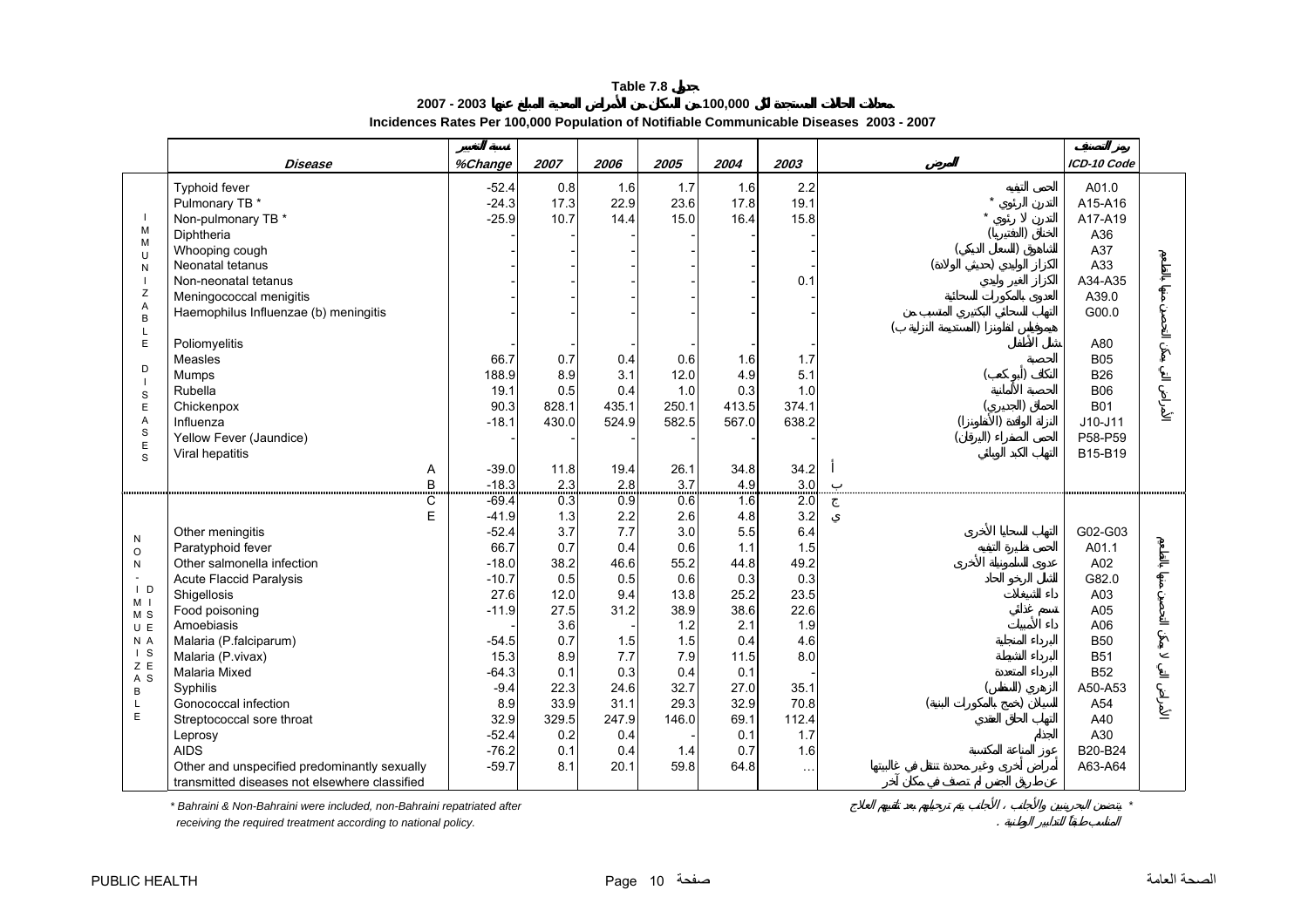# Table 7.8 جدول

## معدلات الحالات المستجدة لكل 100,000 من السكان من الأمراض المعدية المبلغ عنها 2003 - 2007

## Incidences Rates Per 100,000 Population of Notifiable Communicable Diseases 2003 - 2007

| | Disease | نسبة التغيير %Change | 2007 | 2006 | 2005 | 2004 | 2003 | المرض | رمز التصنيف ICD-10 Code | |
|---|---|---|---|---|---|---|---|---|---|---|
| IMMUNIZABLE DISEASES | Typhoid fever | -52.4 | 0.8 | 1.6 | 1.7 | 1.6 | 2.2 | الحمى التيفية | A01.0 | الأمراض التي يمكن التحصين منها بالطعوم |
| | Pulmonary TB * | -24.3 | 17.3 | 22.9 | 23.6 | 17.8 | 19.1 | التدرن الرئوي * | A15-A16 | |
| | Non-pulmonary TB * | -25.9 | 10.7 | 14.4 | 15.0 | 16.4 | 15.8 | التدرن لا رئوي * | A17-A19 | |
| | Diphtheria | - | - | - | - | - | - | الخناق (الدفتيريا) | A36 | |
| | Whooping cough | - | - | - | - | - | - | الشاهوق (السعال الديكي) | A37 | |
| | Neonatal tetanus | - | - | - | - | - | - | الكزاز الوليدي (حديثي الولادة) | A33 | |
| | Non-neonatal tetanus | - | - | - | - | - | 0.1 | الكزاز الغير وليدي | A34-A35 | |
| | Meningococcal menigitis | - | - | - | - | - | - | العدوى بالمكورات السحائية | A39.0 | |
| | Haemophilus Influenzae (b) meningitis | - | - | - | - | - | - | التهاب السحائي البكتيري المتسبب من هيموفيلس انفلونزا (المستديمة النزلية ب) | G00.0 | |
| | Poliomyelitis | - | - | - | - | - | - | شلل الأطفال | A80 | |
| | Measles | 66.7 | 0.7 | 0.4 | 0.6 | 1.6 | 1.7 | الحصبة | B05 | |
| | Mumps | 188.9 | 8.9 | 3.1 | 12.0 | 4.9 | 5.1 | النكاف (أبو كعب) | B26 | |
| | Rubella | 19.1 | 0.5 | 0.4 | 1.0 | 0.3 | 1.0 | الحصبة الألمانية | B06 | |
| | Chickenpox | 90.3 | 828.1 | 435.1 | 250.1 | 413.5 | 374.1 | الحماق (الجديري) | B01 | |
| | Influenza | -18.1 | 430.0 | 524.9 | 582.5 | 567.0 | 638.2 | النزلة الوافدة (الأنفلونزا) | J10-J11 | |
| | Yellow Fever (Jaundice) | - | - | - | - | - | - | الحمى الصفراء (اليرقان) | P58-P59 | |
| | Viral hepatitis | | | | | | | التهاب الكبد الوبائي | B15-B19 | |
| | A | -39.0 | 11.8 | 19.4 | 26.1 | 34.8 | 34.2 | أ | | |
| | B | -18.3 | 2.3 | 2.8 | 3.7 | 4.9 | 3.0 | ب | | |
| NON-IMMUNIZABLE DISEASES | C | -69.4 | 0.3 | 0.9 | 0.6 | 1.6 | 2.0 | ج | | الأمراض التي لا يمكن التحصين منها بالطعوم |
| | E | -41.9 | 1.3 | 2.2 | 2.6 | 4.8 | 3.2 | ي | | |
| | Other meningitis | -52.4 | 3.7 | 7.7 | 3.0 | 5.5 | 6.4 | التهاب السحايا الأخرى | G02-G03 | |
| | Paratyphoid fever | 66.7 | 0.7 | 0.4 | 0.6 | 1.1 | 1.5 | الحمى نظيرة التيفية | A01.1 | |
| | Other salmonella infection | -18.0 | 38.2 | 46.6 | 55.2 | 44.8 | 49.2 | عدوى السلمونيلة الأخرى | A02 | |
| | Acute Flaccid Paralysis | -10.7 | 0.5 | 0.5 | 0.6 | 0.3 | 0.3 | الشلل الرخو الحاد | G82.0 | |
| | Shigellosis | 27.6 | 12.0 | 9.4 | 13.8 | 25.2 | 23.5 | داء الشيغلات | A03 | |
| | Food poisoning | -11.9 | 27.5 | 31.2 | 38.9 | 38.6 | 22.6 | تسمم غذائي | A05 | |
| | Amoebiasis | - | 3.6 | - | 1.2 | 2.1 | 1.9 | داء الأميبات | A06 | |
| | Malaria (P.falciparum) | -54.5 | 0.7 | 1.5 | 1.5 | 0.4 | 4.6 | البرداء المنجلية | B50 | |
| | Malaria (P.vivax) | 15.3 | 8.9 | 7.7 | 7.9 | 11.5 | 8.0 | البرداء النشيطة | B51 | |
| | Malaria Mixed | -64.3 | 0.1 | 0.3 | 0.4 | 0.1 | - | البرداء المتعددة | B52 | |
| | Syphilis | -9.4 | 22.3 | 24.6 | 32.7 | 27.0 | 35.1 | الزهري (المنطس) | A50-A53 | |
| | Gonococcal infection | 8.9 | 33.9 | 31.1 | 29.3 | 32.9 | 70.8 | السيلان (خمج بالمكورات البنية) | A54 | |
| | Streptococcal sore throat | 32.9 | 329.5 | 247.9 | 146.0 | 69.1 | 112.4 | التهاب الحلق العقدي | A40 | |
| | Leprosy | -52.4 | 0.2 | 0.4 | - | 0.1 | 1.7 | الجذام | A30 | |
| | AIDS | -76.2 | 0.1 | 0.4 | 1.4 | 0.7 | 1.6 | عوز المناعة المكتسبة | B20-B24 | |
| | Other and unspecified predominantly sexually transmitted diseases not elsewhere classified | -59.7 | 8.1 | 20.1 | 59.8 | 64.8 | … | أمراض أخرى وغير محددة تنتقل في غالبيتها عن طريق الجنس لم تصنف في مكان آخر | A63-A64 | |

* Bahraini & Non-Bahraini were included, non-Bahraini repatriated after receiving the required treatment according to national policy.

* يتضمن البحرينيين والأجانب ، الأجانب يتم ترحيلهم بعد تلقيهم العلاج المناسب طبقاً للتدابير الوطنية .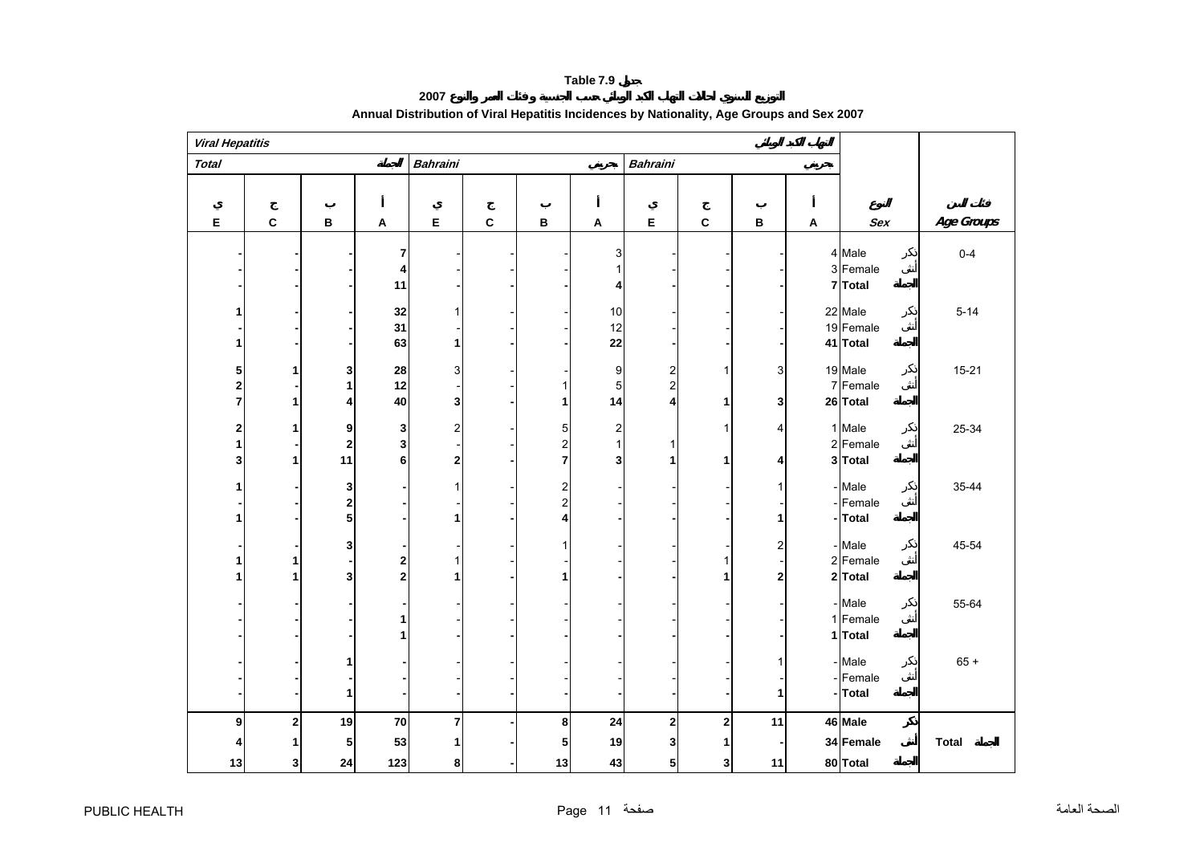**Table 7.9 جدول**

**التوزيع السنوي لحالات التهاب الكبد الوبائي حسب الجنسية وفئات العمر والنوع 2007**

**Annual Distribution of Viral Hepatitis Incidences by Nationality, Age Groups and Sex 2007**

| *Viral Hepatitis* | | | | | | | | | | | التهاب الكبد الوبائي | | |
|---|---|---|---|---|---|---|---|---|---|---|---|---|---|
| ***Total*** | | | **الجملة** | *Bahraini* | | | **غير بحريني** | *Bahraini* | | | **بحريني** | | |
| ي<br>E | ج<br>C | ب<br>B | أ<br>A | ي<br>E | ج<br>C | ب<br>B | أ<br>A | ي<br>E | ج<br>C | ب<br>B | أ<br>A | النوع<br>*Sex* | فئات السن<br>*Age Groups* |
| - | - | - | 7 | - | - | - | 3 | - | - | - | 4 | Male ذكر | 0-4 |
| - | - | - | 4 | - | - | - | 1 | - | - | - | 3 | Female أنثى | |
| **-** | **-** | **-** | **11** | **-** | **-** | **-** | **4** | **-** | **-** | **-** | **7** | **Total الجملة** | |
| 1 | - | - | 32 | 1 | - | - | 10 | - | - | - | 22 | Male ذكر | 5-14 |
| - | - | - | 31 | - | - | - | 12 | - | - | - | 19 | Female أنثى | |
| **1** | **-** | **-** | **63** | **1** | **-** | **-** | **22** | **-** | **-** | **-** | **41** | **Total الجملة** | |
| 5 | 1 | 3 | 28 | 3 | - | - | 9 | 2 | 1 | 3 | 19 | Male ذكر | 15-21 |
| 2 | - | 1 | 12 | - | - | 1 | 5 | 2 | | | 7 | Female أنثى | |
| **7** | **1** | **4** | **40** | **3** | **-** | **1** | **14** | **4** | **1** | **3** | **26** | **Total الجملة** | |
| 2 | 1 | 9 | 3 | 2 | - | 5 | 2 | | 1 | 4 | 1 | Male ذكر | 25-34 |
| 1 | - | 2 | 3 | - | - | 2 | 1 | 1 | | | 2 | Female أنثى | |
| **3** | **1** | **11** | **6** | **2** | **-** | **7** | **3** | **1** | **1** | **4** | **3** | **Total الجملة** | |
| 1 | - | 3 | - | 1 | - | 2 | - | - | - | 1 | - | Male ذكر | 35-44 |
| - | - | 2 | - | - | - | 2 | - | - | - | - | - | Female أنثى | |
| **1** | **-** | **5** | **-** | **1** | **-** | **4** | **-** | **-** | **-** | **1** | **-** | **Total الجملة** | |
| - | - | 3 | - | - | - | 1 | - | - | - | 2 | - | Male ذكر | 45-54 |
| 1 | 1 | - | 2 | 1 | - | - | - | - | 1 | - | 2 | Female أنثى | |
| **1** | **1** | **3** | **2** | **1** | **-** | **1** | **-** | **-** | **1** | **2** | **2** | **Total الجملة** | |
| - | - | - | - | - | - | - | - | - | - | - | - | Male ذكر | 55-64 |
| - | - | - | 1 | - | - | - | - | - | - | - | 1 | Female أنثى | |
| **-** | **-** | **-** | **1** | **-** | **-** | **-** | **-** | **-** | **-** | **-** | **1** | **Total الجملة** | |
| - | - | 1 | - | - | - | - | - | - | - | 1 | - | Male ذكر | 65 + |
| - | - | - | - | - | - | - | - | - | - | - | - | Female أنثى | |
| **-** | **-** | **1** | **-** | **-** | **-** | **-** | **-** | **-** | **-** | **1** | **-** | **Total الجملة** | |
| **9** | **2** | **19** | **70** | **7** | **-** | **8** | **24** | **2** | **2** | **11** | **46** | **Male ذكر** | |
| **4** | **1** | **5** | **53** | **1** | **-** | **5** | **19** | **3** | **1** | **-** | **34** | **Female أنثى** | **Total الجملة** |
| **13** | **3** | **24** | **123** | **8** | **-** | **13** | **43** | **5** | **3** | **11** | **80** | **Total الجملة** | |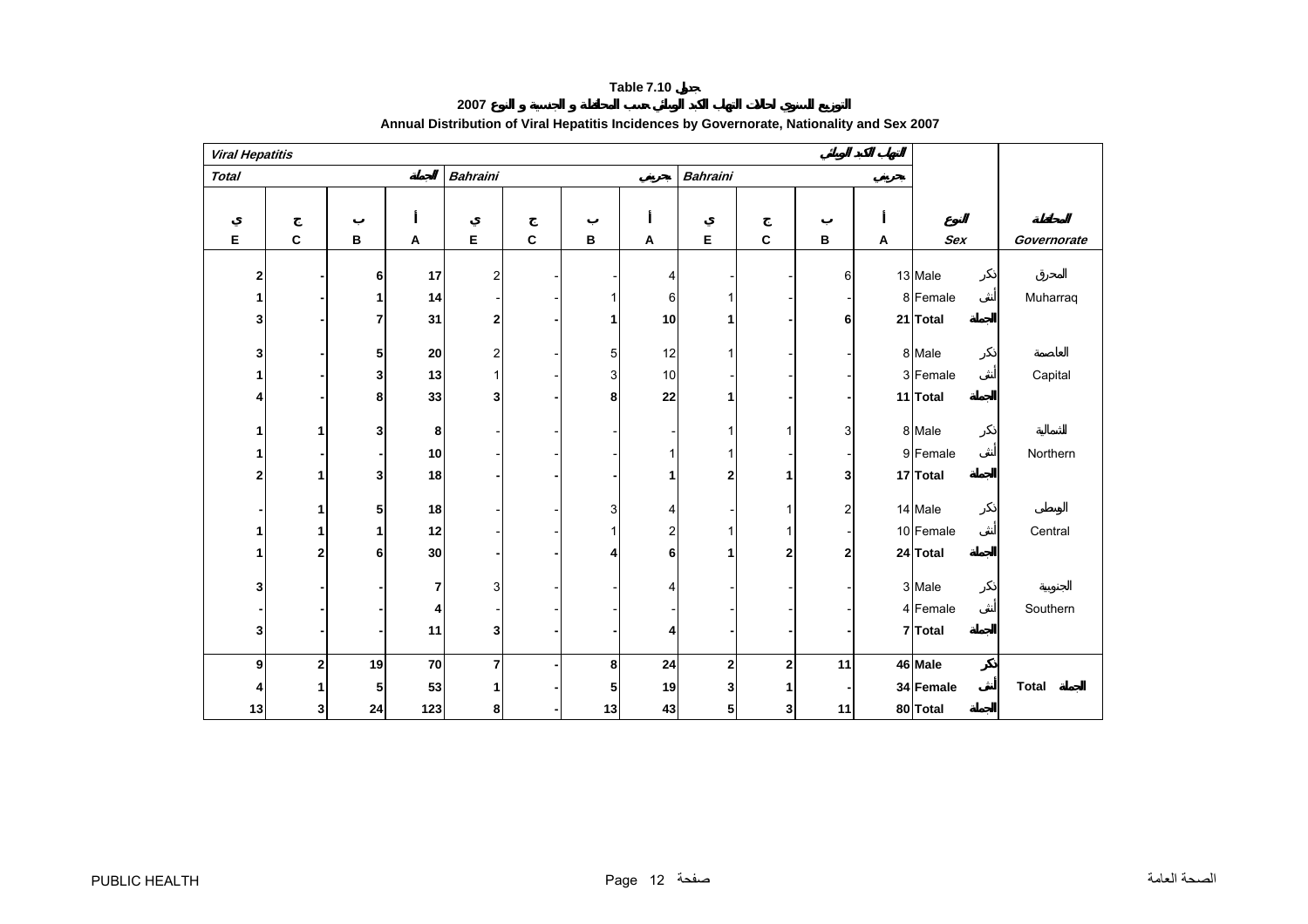# Table 7.10 جدول

## 2007 التوزيع السنوي لحالات التهاب الكبد الوبائي حسب المحافظة و الجنسية و النوع

## Annual Distribution of Viral Hepatitis Incidences by Governorate, Nationality and Sex 2007

| Viral Hepatitis | | | | | | | | | | | التهاب الكبد الوبائي | | |
|---|---|---|---|---|---|---|---|---|---|---|---|---|---|
| *Total* | | | الجملة | *Bahraini* | | | غير بحريني | *Bahraini* | | | بحريني | | |
| ي | ج | ب | أ | ي | ج | ب | أ | ي | ج | ب | أ | النوع | المحافظة |
| E | C | B | A | E | C | B | A | E | C | B | A | *Sex* | *Governorate* |
| **2** | **-** | **6** | **17** | 2 | - | - | 4 | - | - | 6 | 13 | Male ذكر | المحرق |
| **1** | **-** | **1** | **14** | - | - | 1 | 6 | 1 | - | - | 8 | Female أنثى | Muharraq |
| **3** | **-** | **7** | **31** | **2** | **-** | **1** | **10** | **1** | **-** | **6** | **21** | **Total الجملة** | |
| **3** | **-** | **5** | **20** | 2 | - | 5 | 12 | 1 | - | - | 8 | Male ذكر | العاصمة |
| **1** | **-** | **3** | **13** | 1 | - | 3 | 10 | - | - | - | 3 | Female أنثى | Capital |
| **4** | **-** | **8** | **33** | **3** | **-** | **8** | **22** | **1** | **-** | **-** | **11** | **Total الجملة** | |
| **1** | **1** | **3** | **8** | - | - | - | - | 1 | 1 | 3 | 8 | Male ذكر | الشمالية |
| **1** | **-** | **-** | **10** | - | - | - | 1 | 1 | - | - | 9 | Female أنثى | Northern |
| **2** | **1** | **3** | **18** | **-** | **-** | **-** | **1** | **2** | **1** | **3** | **17** | **Total الجملة** | |
| **-** | **1** | **5** | **18** | - | - | 3 | 4 | - | 1 | 2 | 14 | Male ذكر | الوسطى |
| **1** | **1** | **1** | **12** | - | - | 1 | 2 | 1 | 1 | - | 10 | Female أنثى | Central |
| **1** | **2** | **6** | **30** | **-** | **-** | **4** | **6** | **1** | **2** | **2** | **24** | **Total الجملة** | |
| **3** | **-** | **-** | **7** | 3 | - | - | 4 | - | - | - | 3 | Male ذكر | الجنوبية |
| **-** | **-** | **-** | **4** | - | - | - | - | - | - | - | 4 | Female أنثى | Southern |
| **3** | **-** | **-** | **11** | **3** | **-** | **-** | **4** | **-** | **-** | **-** | **7** | **Total الجملة** | |
| **9** | **2** | **19** | **70** | **7** | **-** | **8** | **24** | **2** | **2** | **11** | **46** | **Male ذكر** | |
| **4** | **1** | **5** | **53** | **1** | **-** | **5** | **19** | **3** | **1** | **-** | **34** | **Female أنثى** | **Total الجملة** |
| **13** | **3** | **24** | **123** | **8** | **-** | **13** | **43** | **5** | **3** | **11** | **80** | **Total الجملة** | |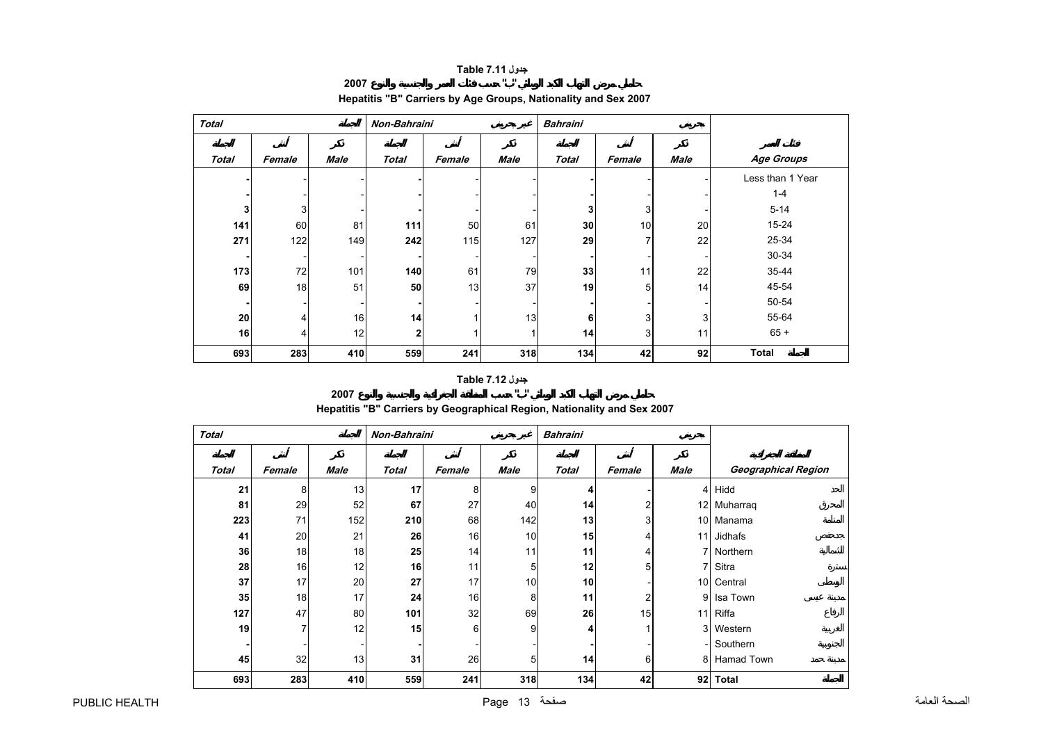**Table 7.11 جدول**

**حاملي مرض التهاب الكبد الوبائي "ب" حسب فئات العمر والجنسية والنوع 2007**

**Hepatitis "B" Carriers by Age Groups, Nationality and Sex 2007**

| *Total* الجملة | | | *Non-Bahraini* غير بحريني | | | *Bahraini* بحريني | | | |
|---|---|---|---|---|---|---|---|---|---|
| الجملة *Total* | أنثى *Female* | ذكر *Male* | الجملة *Total* | أنثى *Female* | ذكر *Male* | الجملة *Total* | أنثى *Female* | ذكر *Male* | فئات العمر *Age Groups* |
| **-** | - | - | **-** | - | - | **-** | - | - | Less than 1 Year |
| **-** | - | - | **-** | - | - | **-** | - | - | 1-4 |
| **3** | 3 | - | **-** | - | - | **3** | 3 | - | 5-14 |
| **141** | 60 | 81 | **111** | 50 | 61 | **30** | 10 | 20 | 15-24 |
| **271** | 122 | 149 | **242** | 115 | 127 | **29** | 7 | 22 | 25-34 |
| **-** | - | - | **-** | - | - | **-** | - | - | 30-34 |
| **173** | 72 | 101 | **140** | 61 | 79 | **33** | 11 | 22 | 35-44 |
| **69** | 18 | 51 | **50** | 13 | 37 | **19** | 5 | 14 | 45-54 |
| **-** | - | - | **-** | - | - | **-** | - | - | 50-54 |
| **20** | 4 | 16 | **14** | 1 | 13 | **6** | 3 | 3 | 55-64 |
| **16** | 4 | 12 | **2** | 1 | 1 | **14** | 3 | 11 | 65 + |
| **693** | **283** | **410** | **559** | **241** | **318** | **134** | **42** | **92** | **Total الجملة** |

**Table 7.12 جدول**

**حاملي مرض التهاب الكبد الوبائي "ب" حسب المنطقة الجغرافية والجنسية والنوع 2007**

**Hepatitis "B" Carriers by Geographical Region, Nationality and Sex 2007**

| *Total* الجملة | | | *Non-Bahraini* غير بحريني | | | *Bahraini* بحريني | | | | |
|---|---|---|---|---|---|---|---|---|---|---|
| الجملة *Total* | أنثى *Female* | ذكر *Male* | الجملة *Total* | أنثى *Female* | ذكر *Male* | الجملة *Total* | أنثى *Female* | ذكر *Male* | *Geographical Region* | المنطقة الجغرافية |
| **21** | 8 | 13 | **17** | 8 | 9 | **4** | - | 4 | Hidd | الحد |
| **81** | 29 | 52 | **67** | 27 | 40 | **14** | 2 | 12 | Muharraq | المحرق |
| **223** | 71 | 152 | **210** | 68 | 142 | **13** | 3 | 10 | Manama | المنامة |
| **41** | 20 | 21 | **26** | 16 | 10 | **15** | 4 | 11 | Jidhafs | جدحفص |
| **36** | 18 | 18 | **25** | 14 | 11 | **11** | 4 | 7 | Northern | الشمالية |
| **28** | 16 | 12 | **16** | 11 | 5 | **12** | 5 | 7 | Sitra | سترة |
| **37** | 17 | 20 | **27** | 17 | 10 | **10** | - | 10 | Central | الوسطى |
| **35** | 18 | 17 | **24** | 16 | 8 | **11** | 2 | 9 | Isa Town | مدينة عيسى |
| **127** | 47 | 80 | **101** | 32 | 69 | **26** | 15 | 11 | Riffa | الرفاع |
| **19** | 7 | 12 | **15** | 6 | 9 | **4** | 1 | 3 | Western | الغربية |
| **-** | - | - | **-** | - | - | **-** | - | - | Southern | الجنوبية |
| **45** | 32 | 13 | **31** | 26 | 5 | **14** | 6 | 8 | Hamad Town | مدينة حمد |
| **693** | **283** | **410** | **559** | **241** | **318** | **134** | **42** | **92** | **Total** | **الجملة** |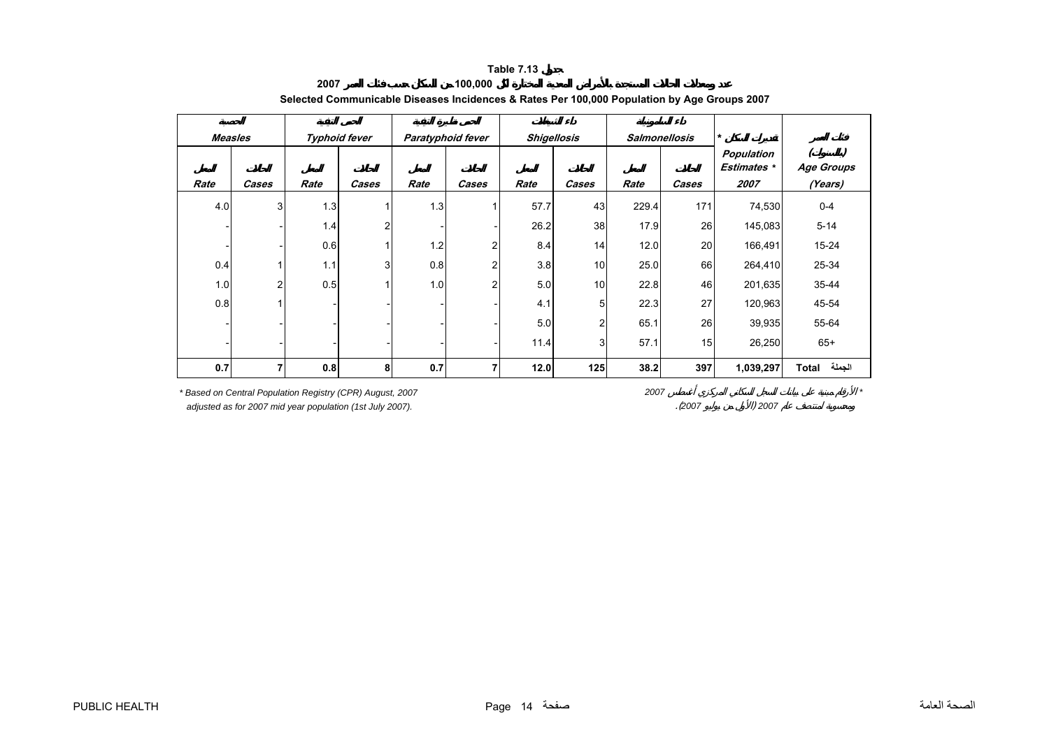**Table 7.13 جدول**

**عدد ومعدلات الحالات المستجدة بالأمراض المعدية المختارة لكل 100,000 من السكان حسب فئات العمر 2007**

**Selected Communicable Diseases Incidences & Rates Per 100,000 Population by Age Groups 2007**

| الحصبة Measles | | الحمى التيفية Typhoid fever | | الحمى نظيرة التيفية Paratyphoid fever | | داء الشيغيلات Shigellosis | | داء السالمونيلات Salmonellosis | | تقديرات السكان * Population Estimates * 2007 | فئات العمر (بالسنوات) Age Groups (Years) |
|---|---|---|---|---|---|---|---|---|---|---|---|
| المعدل Rate | الحالات Cases | المعدل Rate | الحالات Cases | المعدل Rate | الحالات Cases | المعدل Rate | الحالات Cases | المعدل Rate | الحالات Cases | | |
| 4.0 | 3 | 1.3 | 1 | 1.3 | 1 | 57.7 | 43 | 229.4 | 171 | 74,530 | 0-4 |
| - | - | 1.4 | 2 | - | - | 26.2 | 38 | 17.9 | 26 | 145,083 | 5-14 |
| - | - | 0.6 | 1 | 1.2 | 2 | 8.4 | 14 | 12.0 | 20 | 166,491 | 15-24 |
| 0.4 | 1 | 1.1 | 3 | 0.8 | 2 | 3.8 | 10 | 25.0 | 66 | 264,410 | 25-34 |
| 1.0 | 2 | 0.5 | 1 | 1.0 | 2 | 5.0 | 10 | 22.8 | 46 | 201,635 | 35-44 |
| 0.8 | 1 | - | - | - | - | 4.1 | 5 | 22.3 | 27 | 120,963 | 45-54 |
| - | - | - | - | - | - | 5.0 | 2 | 65.1 | 26 | 39,935 | 55-64 |
| - | - | - | - | - | - | 11.4 | 3 | 57.1 | 15 | 26,250 | 65+ |
| **0.7** | **7** | **0.8** | **8** | **0.7** | **7** | **12.0** | **125** | **38.2** | **397** | **1,039,297** | **Total الجملة** |

*\* Based on Central Population Registry (CPR) August, 2007 adjusted as for 2007 mid year population (1st July 2007).*

\* الأرقام مبنية على بيانات السجل السكاني المركزي أغسطس 2007 ومحسوبة لمنتصف عام 2007 (الأول من يوليو 2007).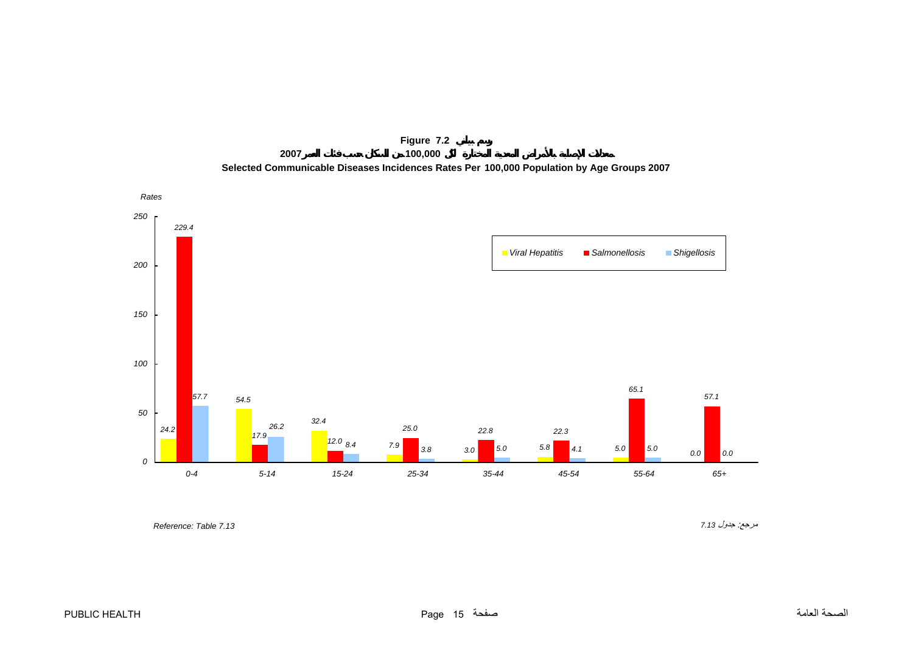**Figure 7.2 رسم بياني**

**معدلات الإصابة بالأمراض المعدية المختارة لكل 100,000 من السكان حسب فئات العمر 2007**

**Selected Communicable Diseases Incidences Rates Per 100,000 Population by Age Groups 2007**

| Age Group | Viral Hepatitis | Salmonellosis | Shigellosis |
|---|---|---|---|
| 0-4 | 24.2 | 229.4 | 57.7 |
| 5-14 | 54.5 | 17.9 | 26.2 |
| 15-24 | 32.4 | 12.0 | 8.4 |
| 25-34 | 7.9 | 25.0 | 3.8 |
| 35-44 | 3.0 | 22.8 | 5.0 |
| 45-54 | 5.8 | 22.3 | 4.1 |
| 55-64 | 5.0 | 65.1 | 5.0 |
| 65+ | 0.0 | 57.1 | 0.0 |

Reference: Table 7.13

مرجع: جدول 7.13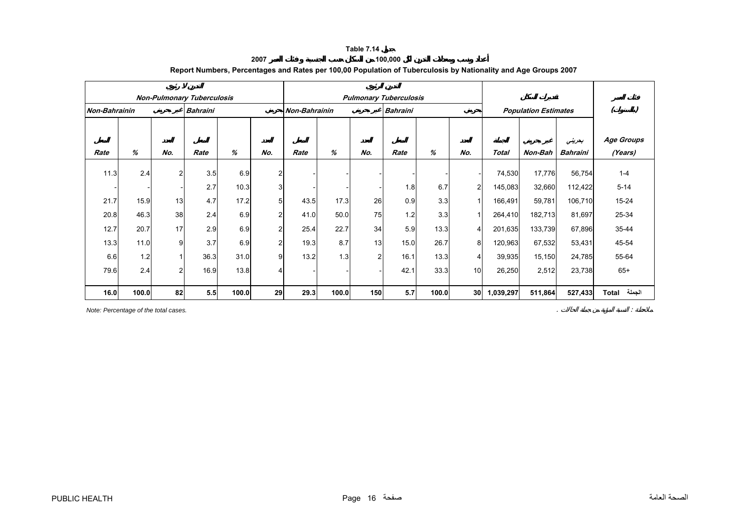**Table 7.14 جدول**

**أعداد ونسب ومعدلات التدرن لكل 100,000 من السكان حسب الجنسية وفئات العمر 2007**

**Report Numbers, Percentages and Rates per 100,00 Population of Tuberculosis by Nationality and Age Groups 2007**

| التدرن لا رئوي Non-Pulmonary Tuberculosis | | | | | | التدرن الرئوي Pulmonary Tuberculosis | | | | | | تقديرات السكان Population Estimates | | | فئات العمر (بالسنوات) |
|---|---|---|---|---|---|---|---|---|---|---|---|---|---|---|---|
| غير بحريني Non-Bahrainin | | | بحريني Bahraini | | | غير بحريني Non-Bahrainin | | | بحريني Bahraini | | | | | | |
| المعدل Rate | % | العدد No. | المعدل Rate | % | العدد No. | المعدل Rate | % | العدد No. | المعدل Rate | % | العدد No. | الجملة Total | غير بحريني Non-Bah | بحريني Bahraini | Age Groups (Years) |
| 11.3 | 2.4 | 2 | 3.5 | 6.9 | 2 | - | - | - | - | - | - | 74,530 | 17,776 | 56,754 | 1-4 |
| - | - | - | 2.7 | 10.3 | 3 | - | - | - | 1.8 | 6.7 | 2 | 145,083 | 32,660 | 112,422 | 5-14 |
| 21.7 | 15.9 | 13 | 4.7 | 17.2 | 5 | 43.5 | 17.3 | 26 | 0.9 | 3.3 | 1 | 166,491 | 59,781 | 106,710 | 15-24 |
| 20.8 | 46.3 | 38 | 2.4 | 6.9 | 2 | 41.0 | 50.0 | 75 | 1.2 | 3.3 | 1 | 264,410 | 182,713 | 81,697 | 25-34 |
| 12.7 | 20.7 | 17 | 2.9 | 6.9 | 2 | 25.4 | 22.7 | 34 | 5.9 | 13.3 | 4 | 201,635 | 133,739 | 67,896 | 35-44 |
| 13.3 | 11.0 | 9 | 3.7 | 6.9 | 2 | 19.3 | 8.7 | 13 | 15.0 | 26.7 | 8 | 120,963 | 67,532 | 53,431 | 45-54 |
| 6.6 | 1.2 | 1 | 36.3 | 31.0 | 9 | 13.2 | 1.3 | 2 | 16.1 | 13.3 | 4 | 39,935 | 15,150 | 24,785 | 55-64 |
| 79.6 | 2.4 | 2 | 16.9 | 13.8 | 4 | - | - | - | 42.1 | 33.3 | 10 | 26,250 | 2,512 | 23,738 | 65+ |
| **16.0** | **100.0** | **82** | **5.5** | **100.0** | **29** | **29.3** | **100.0** | **150** | **5.7** | **100.0** | **30** | **1,039,297** | **511,864** | **527,433** | **Total الجملة** |

*Note: Percentage of the total cases.*

ملاحظة : النسبة المؤوية من جملة الحالات .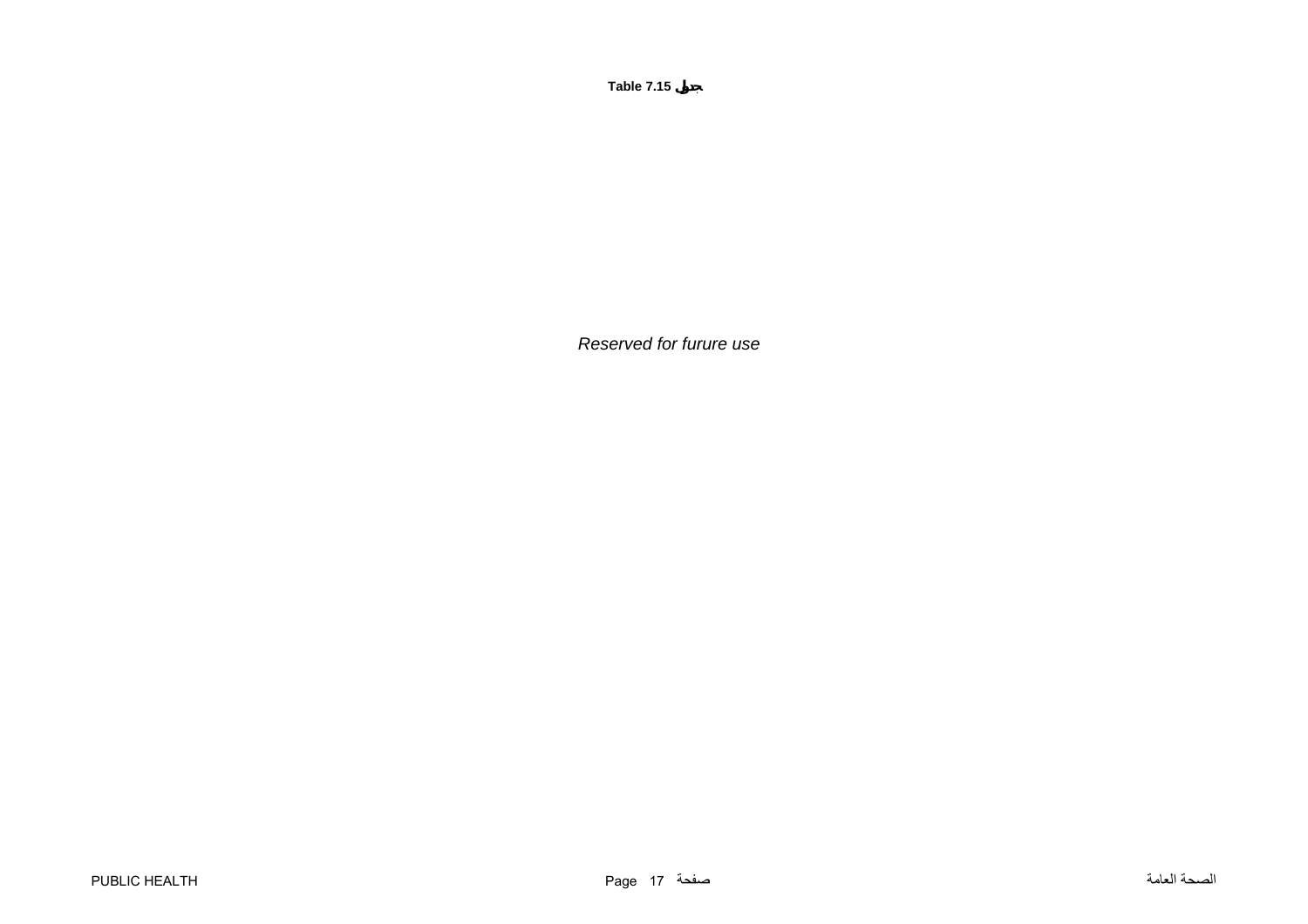**Table 7.15 جدول**

*Reserved for furure use*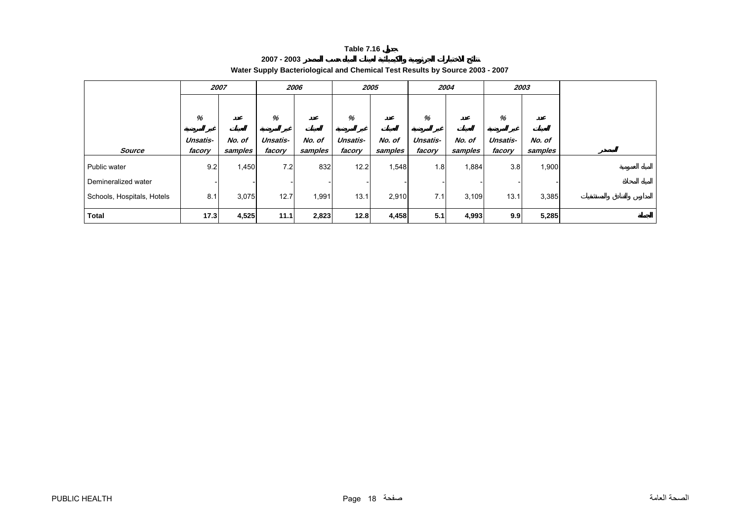**Table 7.16 جدول**

**2007 - 2003 نتائج الاختبارات الجرثومية والكيميائية لعينات المياه حسب المصدر**

**Water Supply Bacteriological and Chemical Test Results by Source 2003 - 2007**

| Source | 2007 | | 2006 | | 2005 | | 2004 | | 2003 | | المصدر |
|---|---|---|---|---|---|---|---|---|---|---|---|
| | % غير المرضية Unsatis-facory | عدد العينات No. of samples | % غير المرضية Unsatis-facory | عدد العينات No. of samples | % غير المرضية Unsatis-facory | عدد العينات No. of samples | % غير المرضية Unsatis-facory | عدد العينات No. of samples | % غير المرضية Unsatis-facory | عدد العينات No. of samples | |
| Public water | 9.2 | 1,450 | 7.2 | 832 | 12.2 | 1,548 | 1.8 | 1,884 | 3.8 | 1,900 | المياه العمومية |
| Demineralized water | - | - | - | - | - | - | - | - | - | - | المياه المحلاة |
| Schools, Hospitals, Hotels | 8.1 | 3,075 | 12.7 | 1,991 | 13.1 | 2,910 | 7.1 | 3,109 | 13.1 | 3,385 | المدارس والفنادق والمستشفيات |
| **Total** | **17.3** | **4,525** | **11.1** | **2,823** | **12.8** | **4,458** | **5.1** | **4,993** | **9.9** | **5,285** | **الجملة** |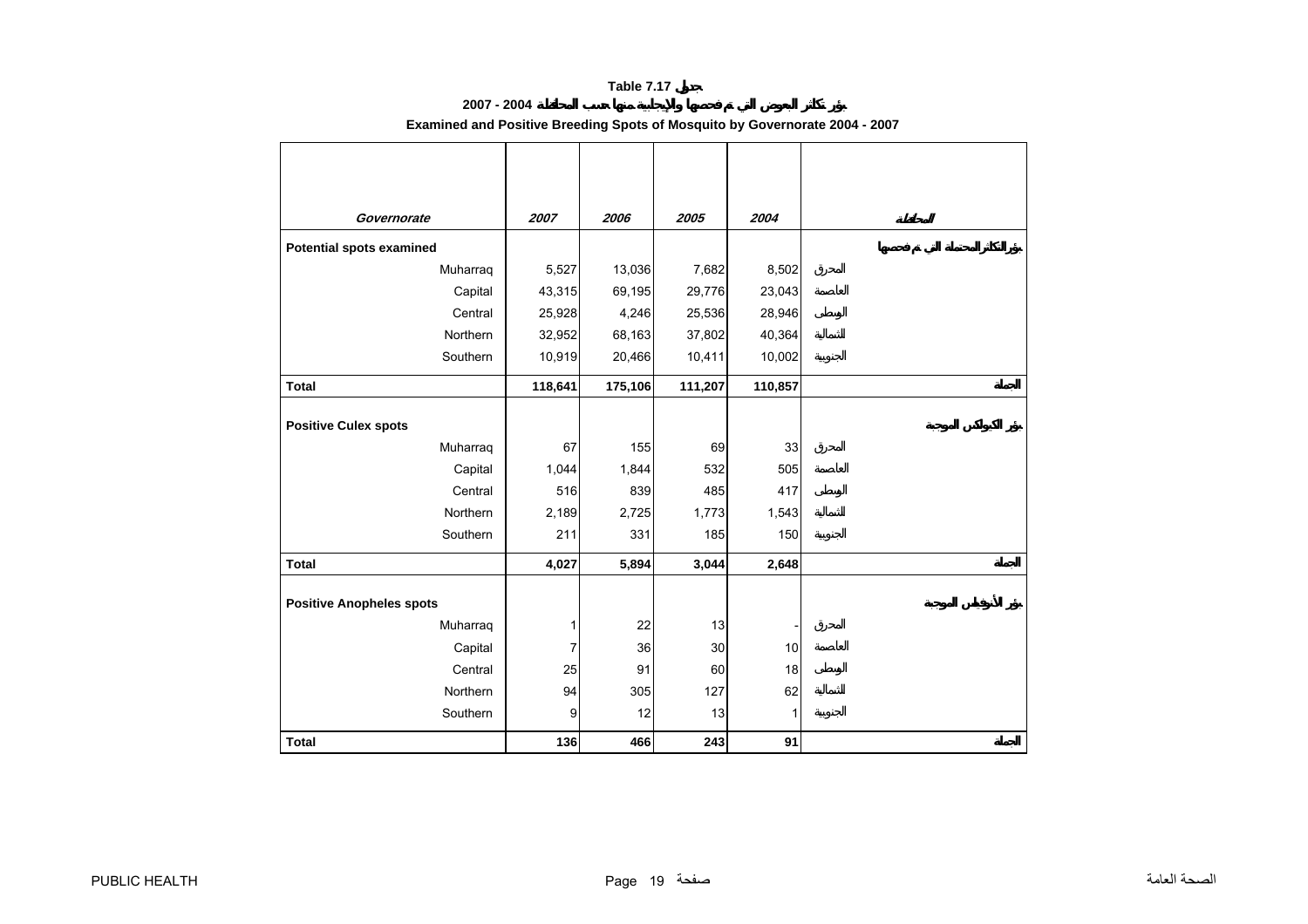**Table 7.17 جدول**

**بؤر تكاثر البعوض التي تم فحصها والإيجابية منها حسب المحافظة 2004 - 2007**

**Examined and Positive Breeding Spots of Mosquito by Governorate 2004 - 2007**

| *Governorate* | *2007* | *2006* | *2005* | *2004* | المحافظة |
|---|---|---|---|---|---|
| **Potential spots examined** | | | | | **بؤر التكاثر المحتملة التي تم فحصها** |
| Muharraq | 5,527 | 13,036 | 7,682 | 8,502 | المحرق |
| Capital | 43,315 | 69,195 | 29,776 | 23,043 | العاصمة |
| Central | 25,928 | 4,246 | 25,536 | 28,946 | الوسطى |
| Northern | 32,952 | 68,163 | 37,802 | 40,364 | الشمالية |
| Southern | 10,919 | 20,466 | 10,411 | 10,002 | الجنوبية |
| **Total** | **118,641** | **175,106** | **111,207** | **110,857** | **الجملة** |
| **Positive Culex spots** | | | | | **بؤر الكيولكس الموجبة** |
| Muharraq | 67 | 155 | 69 | 33 | المحرق |
| Capital | 1,044 | 1,844 | 532 | 505 | العاصمة |
| Central | 516 | 839 | 485 | 417 | الوسطى |
| Northern | 2,189 | 2,725 | 1,773 | 1,543 | الشمالية |
| Southern | 211 | 331 | 185 | 150 | الجنوبية |
| **Total** | **4,027** | **5,894** | **3,044** | **2,648** | **الجملة** |
| **Positive Anopheles spots** | | | | | **بؤر الأنوفيلس الموجبة** |
| Muharraq | 1 | 22 | 13 | - | المحرق |
| Capital | 7 | 36 | 30 | 10 | العاصمة |
| Central | 25 | 91 | 60 | 18 | الوسطى |
| Northern | 94 | 305 | 127 | 62 | الشمالية |
| Southern | 9 | 12 | 13 | 1 | الجنوبية |
| **Total** | **136** | **466** | **243** | **91** | **الجملة** |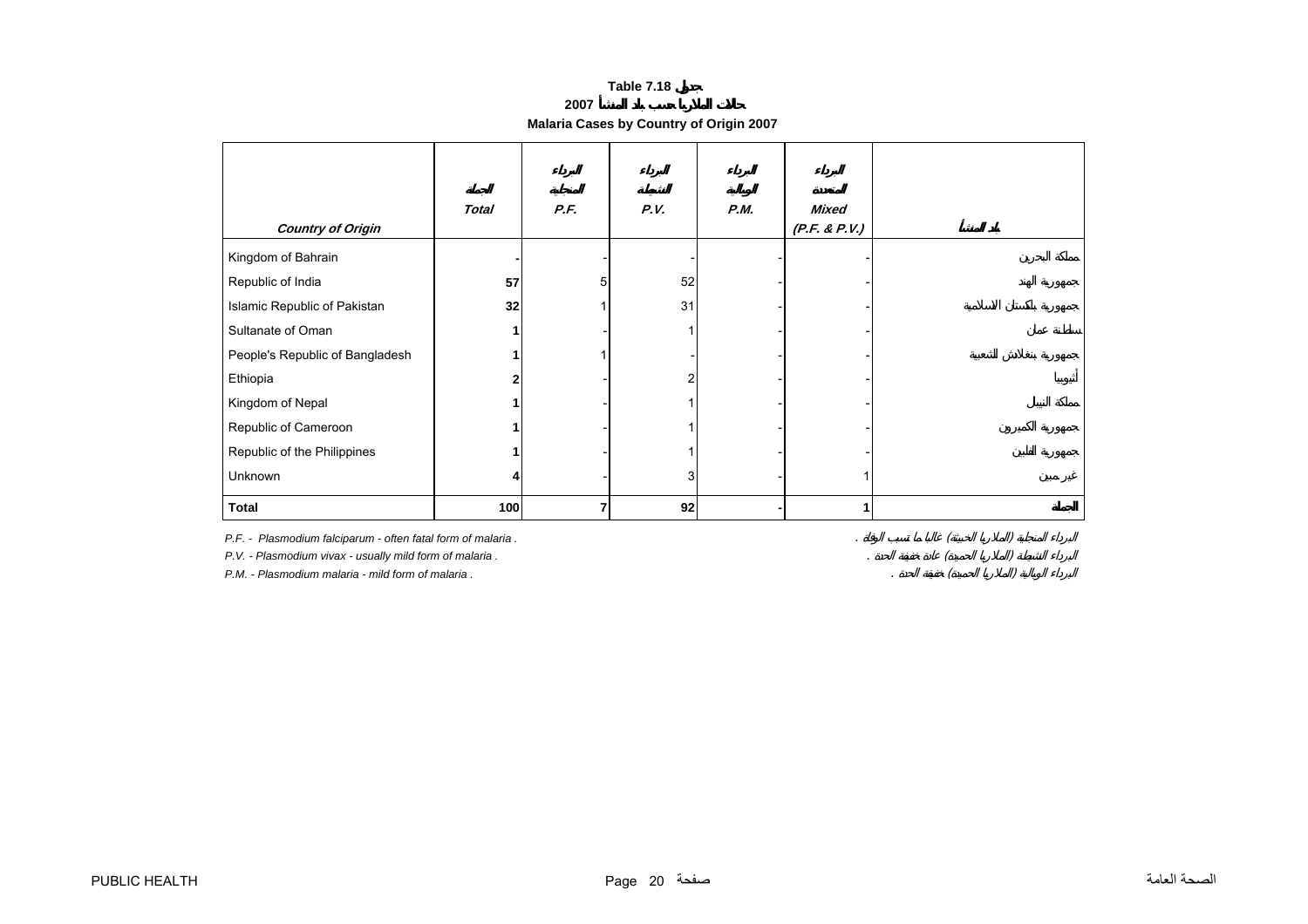**Table 7.18 جدول**

**2007 حالات الملاريا حسب بلد المنشأ**

**Malaria Cases by Country of Origin 2007**

| Country of Origin | الجملة Total | البرداء المنجلية P.F. | البرداء النشيطة P.V. | البرداء الوبالية P.M. | البرداء المتعددة Mixed (P.F. & P.V.) | بلد المنشأ |
|---|---|---|---|---|---|---|
| Kingdom of Bahrain | - | - | - | - | - | مملكة البحرين |
| Republic of India | 57 | 5 | 52 | - | - | جمهورية الهند |
| Islamic Republic of Pakistan | 32 | 1 | 31 | - | - | جمهورية باكستان الاسلامية |
| Sultanate of Oman | 1 | - | 1 | - | - | سلطنة عمان |
| People's Republic of Bangladesh | 1 | 1 | - | - | - | جمهورية بنغلاش الشعبية |
| Ethiopia | 2 | - | 2 | - | - | أثيوبيا |
| Kingdom of Nepal | 1 | - | 1 | - | - | مملكة النيبال |
| Republic of Cameroon | 1 | - | 1 | - | - | جمهورية الكميرون |
| Republic of the Philippines | 1 | - | 1 | - | - | جمهورية الفلبين |
| Unknown | 4 | - | 3 | - | 1 | غير مبين |
| **Total** | **100** | **7** | **92** | **-** | **1** | **الجملة** |

*P.F. - Plasmodium falciparum - often fatal form of malaria .* البرداء المنجلية (الملاريا الخبيثة) غالبا ما تسبب الوفاة .

*P.V. - Plasmodium vivax - usually mild form of malaria .* البرداء النشيطة (الملاريا الحميدة) عادة خفيفة الحدة .

*P.M. - Plasmodium malaria - mild form of malaria .* البرداء الوبالية (الملاريا الحميدة) خفيفة الحدة .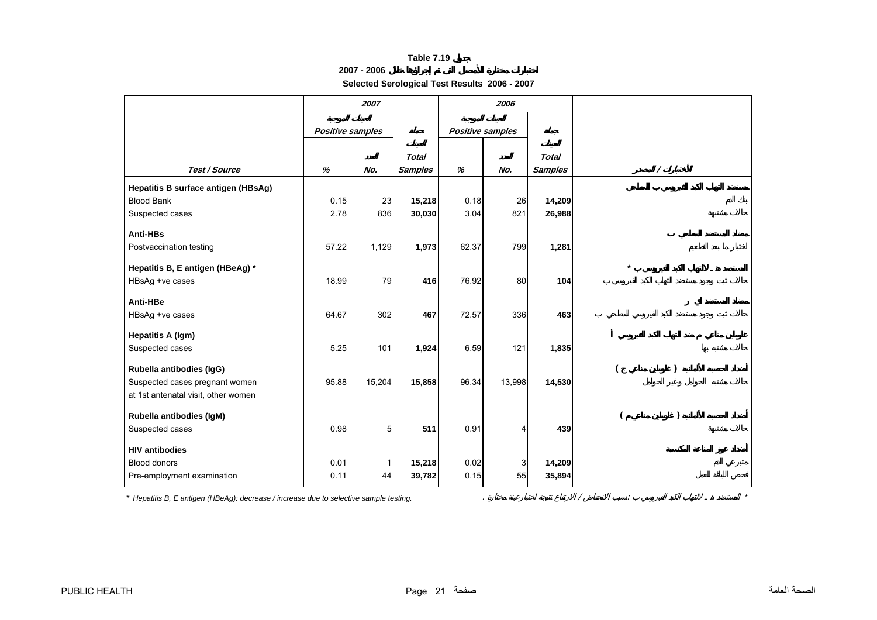**Table 7.19 جدول**

**2007 - 2006 اختبارات مختارة للأمصال التي تم إجراؤها خلال**

**Selected Serological Test Results 2006 - 2007**

| Test / Source | 2007 | | | 2006 | | | الاختبارات / المصدر |
|---|---|---|---|---|---|---|---|
| | العينات الموجبة Positive samples | | جملة العينات Total Samples | العينات الموجبة Positive samples | | جملة العينات Total Samples | |
| | % | العدد No. | | % | العدد No. | | |
| **Hepatitis B surface antigen (HBsAg)** | | | | | | | **مستضد التهاب الكبد الفيروسي ب السطحي** |
| Blood Bank | 0.15 | 23 | **15,218** | 0.18 | 26 | **14,209** | بنك الدم |
| Suspected cases | 2.78 | 836 | **30,030** | 3.04 | 821 | **26,988** | حالات مشتبهة |
| **Anti-HBs** | | | | | | | **مضاد المستضد السطحي ب** |
| Postvaccination testing | 57.22 | 1,129 | **1,973** | 62.37 | 799 | **1,281** | اختبار ما بعد التطعيم |
| **Hepatitis B, E antigen (HBeAg) *** | | | | | | | **المستضد - هـ - لالتهاب الكبد الفيروسي ب *** |
| HBsAg +ve cases | 18.99 | 79 | **416** | 76.92 | 80 | **104** | حالات ثبت وجود مستضد التهاب الكبد الفيروسي ب |
| **Anti-HBe** | | | | | | | **مضاد المستضد اي** |
| HBsAg +ve cases | 64.67 | 302 | **467** | 72.57 | 336 | **463** | حالات ثبت وجود مستضد الكبد الفيروسي السطحي ب |
| **Hepatitis A (Igm)** | | | | | | | **غلوبيلين مناعي م ضد التهاب الكبد الفيروسي أ** |
| Suspected cases | 5.25 | 101 | **1,924** | 6.59 | 121 | **1,835** | حالات مشتبه بها |
| **Rubella antibodies (IgG)** | | | | | | | **أضداد الحصبة الألمانية ( غلوبيلين مناعي ج )** |
| Suspected cases pregnant women | 95.88 | 15,204 | **15,858** | 96.34 | 13,998 | **14,530** | حالات مشتبه الحوامل وغير الحوامل |
| at 1st antenatal visit, other women | | | | | | | |
| **Rubella antibodies (IgM)** | | | | | | | **أضداد الحصبة الألمانية ( غلوبيلين مناعي م )** |
| Suspected cases | 0.98 | 5 | **511** | 0.91 | 4 | **439** | حالات مشتبهة |
| **HIV antibodies** | | | | | | | **أضداد عوز المناعة المكتسبة** |
| Blood donors | 0.01 | 1 | **15,218** | 0.02 | 3 | **14,209** | متبرعي الدم |
| Pre-employment examination | 0.11 | 44 | **39,782** | 0.15 | 55 | **35,894** | فحص اللياقة للعمل |

* *Hepatitis B, E antigen (HBeAg): decrease / increase due to selective sample testing.*

* المستضد - هـ - لالتهاب الكبد الفيروسي ب: بسبب الانخفاض / الارتفاع نتيجة لاختبار عينة مختارة .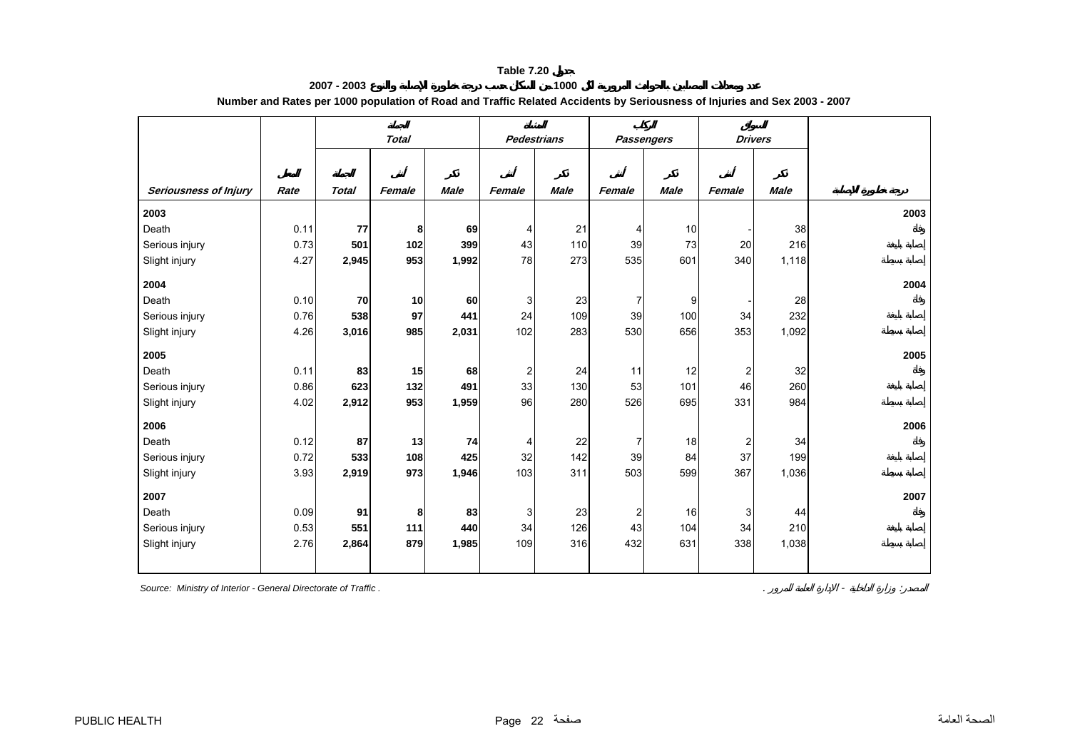# Table 7.20 جدول

## عدد ومعدلات المصابين بالحوادث المرورية لكل 1000 من السكان حسب درجة خطورة الإصابة والنوع 2003 - 2007

## Number and Rates per 1000 population of Road and Traffic Related Accidents by Seriousness of Injuries and Sex 2003 - 2007

| | | الجملة *Total* | | | المشاة *Pedestrians* | | الركاب *Passengers* | | السواق *Drivers* | | |
|---|---|---|---|---|---|---|---|---|---|---|---|
| ***Seriousness of Injury*** | المعدل ***Rate*** | الجملة ***Total*** | أنثى ***Female*** | ذكر ***Male*** | أنثى ***Female*** | ذكر ***Male*** | أنثى ***Female*** | ذكر ***Male*** | أنثى ***Female*** | ذكر ***Male*** | درجة خطورة الإصابة |
| **2003** | | | | | | | | | | | **2003** |
| Death | 0.11 | **77** | **8** | **69** | 4 | 21 | 4 | 10 | - | 38 | وفاة |
| Serious injury | 0.73 | **501** | **102** | **399** | 43 | 110 | 39 | 73 | 20 | 216 | إصابة بليغة |
| Slight injury | 4.27 | **2,945** | **953** | **1,992** | 78 | 273 | 535 | 601 | 340 | 1,118 | إصابة بسيطة |
| **2004** | | | | | | | | | | | **2004** |
| Death | 0.10 | **70** | **10** | **60** | 3 | 23 | 7 | 9 | - | 28 | وفاة |
| Serious injury | 0.76 | **538** | **97** | **441** | 24 | 109 | 39 | 100 | 34 | 232 | إصابة بليغة |
| Slight injury | 4.26 | **3,016** | **985** | **2,031** | 102 | 283 | 530 | 656 | 353 | 1,092 | إصابة بسيطة |
| **2005** | | | | | | | | | | | **2005** |
| Death | 0.11 | **83** | **15** | **68** | 2 | 24 | 11 | 12 | 2 | 32 | وفاة |
| Serious injury | 0.86 | **623** | **132** | **491** | 33 | 130 | 53 | 101 | 46 | 260 | إصابة بليغة |
| Slight injury | 4.02 | **2,912** | **953** | **1,959** | 96 | 280 | 526 | 695 | 331 | 984 | إصابة بسيطة |
| **2006** | | | | | | | | | | | **2006** |
| Death | 0.12 | **87** | **13** | **74** | 4 | 22 | 7 | 18 | 2 | 34 | وفاة |
| Serious injury | 0.72 | **533** | **108** | **425** | 32 | 142 | 39 | 84 | 37 | 199 | إصابة بليغة |
| Slight injury | 3.93 | **2,919** | **973** | **1,946** | 103 | 311 | 503 | 599 | 367 | 1,036 | إصابة بسيطة |
| **2007** | | | | | | | | | | | **2007** |
| Death | 0.09 | **91** | **8** | **83** | 3 | 23 | 2 | 16 | 3 | 44 | وفاة |
| Serious injury | 0.53 | **551** | **111** | **440** | 34 | 126 | 43 | 104 | 34 | 210 | إصابة بليغة |
| Slight injury | 2.76 | **2,864** | **879** | **1,985** | 109 | 316 | 432 | 631 | 338 | 1,038 | إصابة بسيطة |

*Source: Ministry of Interior - General Directorate of Traffic .*

*المصدر: وزارة الداخلية - الإدارة العامة للمرور .*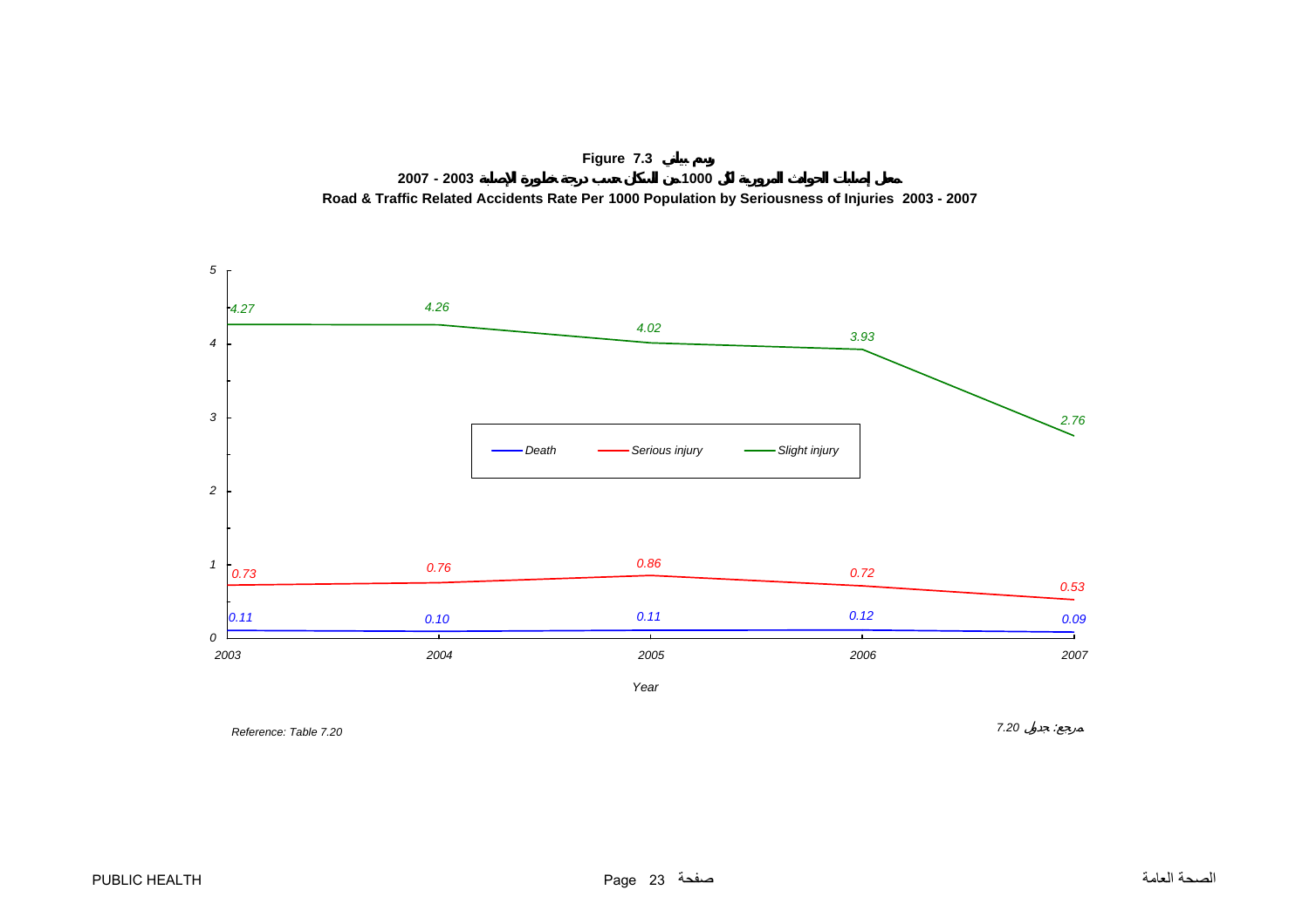**Figure 7.3 رسم بياني**

**معدل إصابات الحوادث المرورية لكل 1000 من السكان حسب درجة خطورة الإصابة 2003 - 2007**

**Road & Traffic Related Accidents Rate Per 1000 Population by Seriousness of Injuries 2003 - 2007**

| Year | Death | Serious injury | Slight injury |
|---|---|---|---|
| 2003 | 0.11 | 0.73 | 4.27 |
| 2004 | 0.10 | 0.76 | 4.26 |
| 2005 | 0.11 | 0.86 | 4.02 |
| 2006 | 0.12 | 0.72 | 3.93 |
| 2007 | 0.09 | 0.53 | 2.76 |

*Reference: Table 7.20*

*مرجع: جدول 7.20*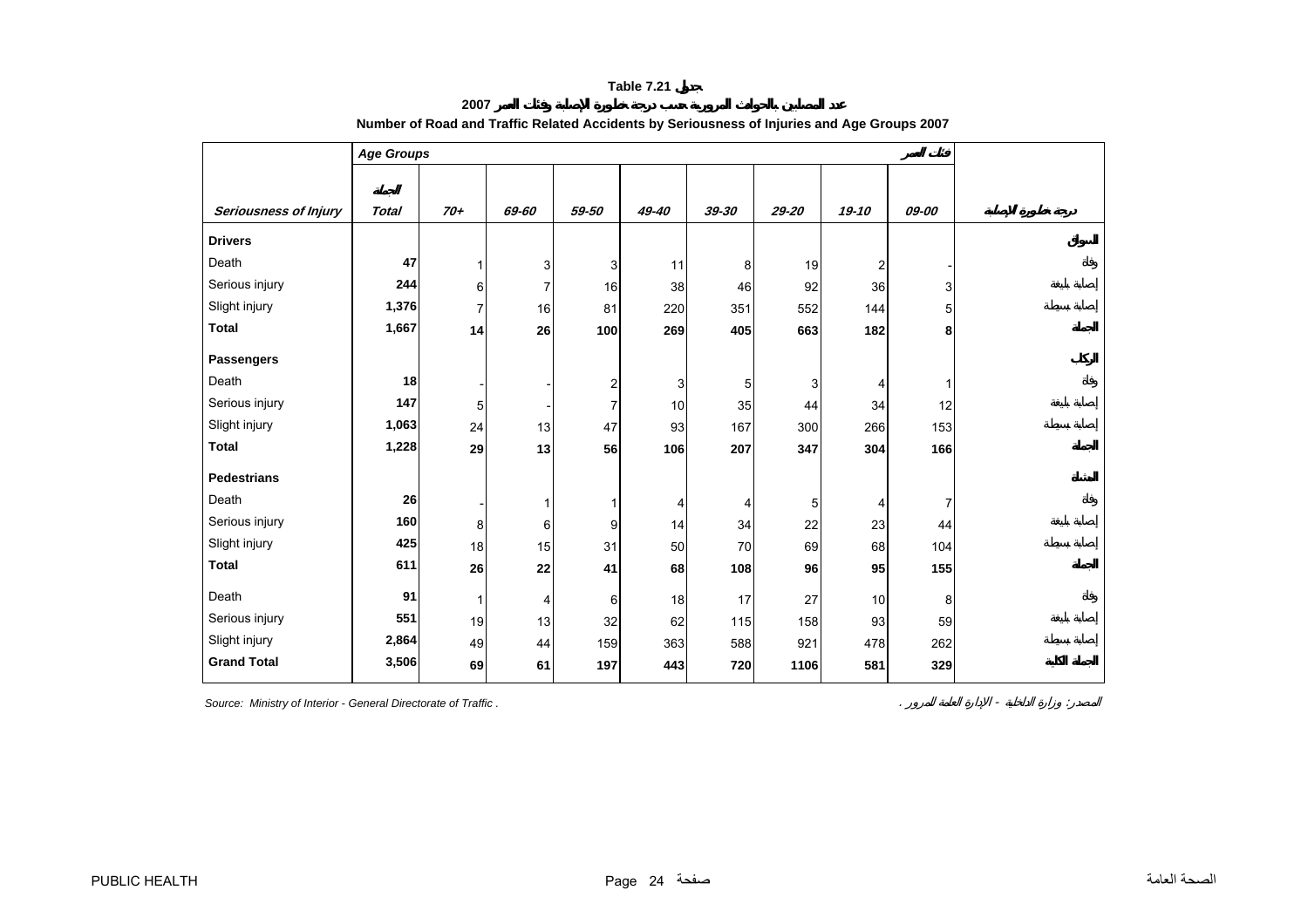# Table 7.21 جدول

## 2007 عدد المصابين بالحوادث المرورية حسب درجة خطورة الإصابة وفئات العمر

## Number of Road and Traffic Related Accidents by Seriousness of Injuries and Age Groups 2007

| | *Age Groups* | | | | | | | | فئات العمر | |
|---|---|---|---|---|---|---|---|---|---|---|
| ***Seriousness of Injury*** | ***Total*** الجملة | ***70+*** | ***69-60*** | ***59-50*** | ***49-40*** | ***39-30*** | ***29-20*** | ***19-10*** | ***09-00*** | ***درجة خطورة الإصابة*** |
| **Drivers** | | | | | | | | | | **السواق** |
| Death | **47** | 1 | 3 | 3 | 11 | 8 | 19 | 2 | - | وفاة |
| Serious injury | **244** | 6 | 7 | 16 | 38 | 46 | 92 | 36 | 3 | إصابة بليغة |
| Slight injury | **1,376** | 7 | 16 | 81 | 220 | 351 | 552 | 144 | 5 | إصابة بسيطة |
| **Total** | **1,667** | **14** | **26** | **100** | **269** | **405** | **663** | **182** | **8** | **الجملة** |
| **Passengers** | | | | | | | | | | **الركاب** |
| Death | **18** | - | - | 2 | 3 | 5 | 3 | 4 | 1 | وفاة |
| Serious injury | **147** | 5 | - | 7 | 10 | 35 | 44 | 34 | 12 | إصابة بليغة |
| Slight injury | **1,063** | 24 | 13 | 47 | 93 | 167 | 300 | 266 | 153 | إصابة بسيطة |
| **Total** | **1,228** | **29** | **13** | **56** | **106** | **207** | **347** | **304** | **166** | **الجملة** |
| **Pedestrians** | | | | | | | | | | **المشاة** |
| Death | **26** | - | 1 | 1 | 4 | 4 | 5 | 4 | 7 | وفاة |
| Serious injury | **160** | 8 | 6 | 9 | 14 | 34 | 22 | 23 | 44 | إصابة بليغة |
| Slight injury | **425** | 18 | 15 | 31 | 50 | 70 | 69 | 68 | 104 | إصابة بسيطة |
| **Total** | **611** | **26** | **22** | **41** | **68** | **108** | **96** | **95** | **155** | **الجملة** |
| Death | **91** | 1 | 4 | 6 | 18 | 17 | 27 | 10 | 8 | وفاة |
| Serious injury | **551** | 19 | 13 | 32 | 62 | 115 | 158 | 93 | 59 | إصابة بليغة |
| Slight injury | **2,864** | 49 | 44 | 159 | 363 | 588 | 921 | 478 | 262 | إصابة بسيطة |
| **Grand Total** | **3,506** | **69** | **61** | **197** | **443** | **720** | **1106** | **581** | **329** | **الجملة الكلية** |

*Source: Ministry of Interior - General Directorate of Traffic .* 

*المصدر: وزارة الداخلية - الإدارة العامة للمرور .*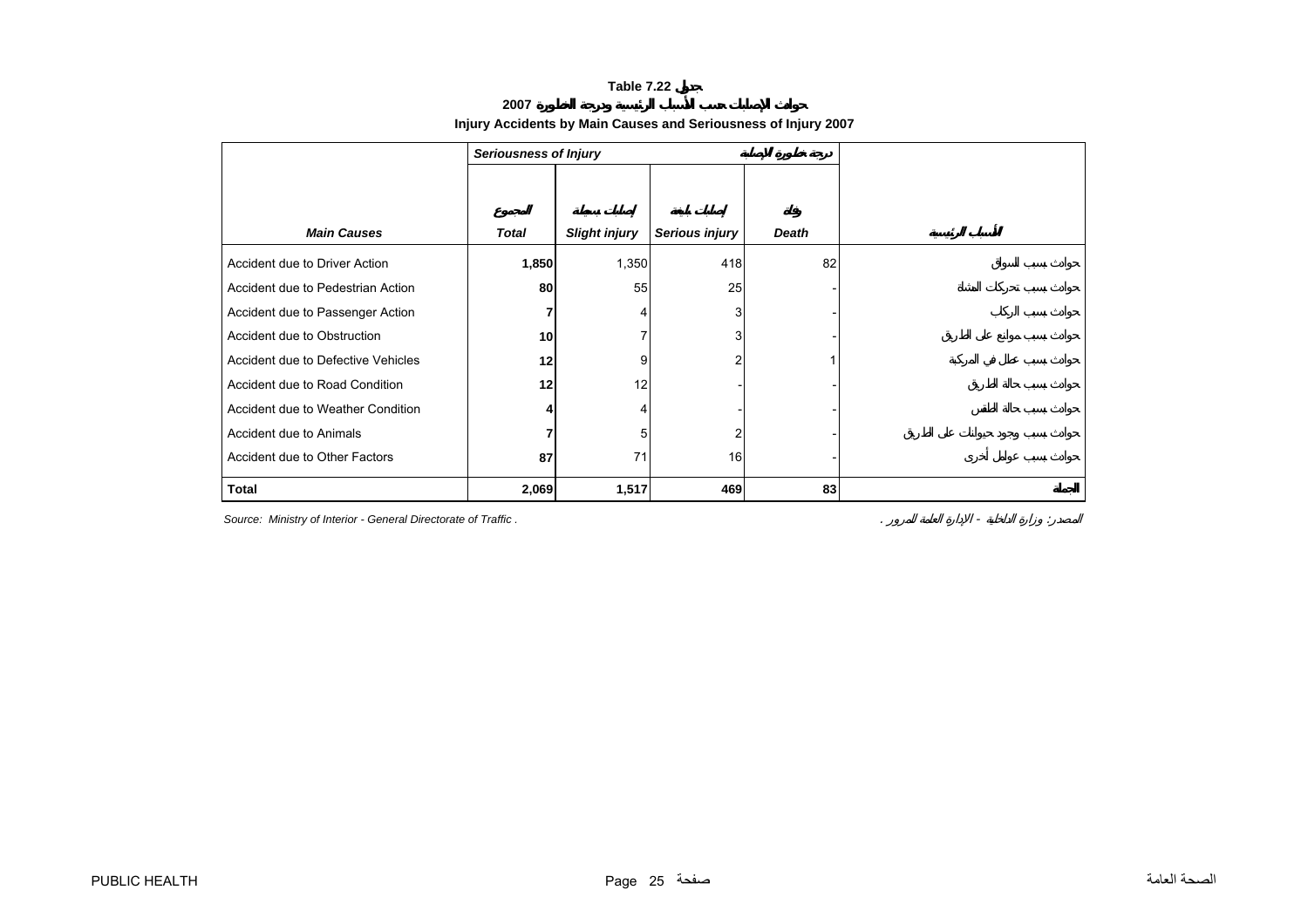**Table 7.22 جدول**

**2007 حوادث الإصابات حسب الأسباب الرئيسية ودرجة الخطورة**

**Injury Accidents by Main Causes and Seriousness of Injury 2007**

| | *Seriousness of Injury* | | درجة خطورة الإصابة | | |
|---|---|---|---|---|---|
| ***Main Causes*** | **المجموع** *Total* | **إصابات بسيطة** *Slight injury* | **إصابات بليغة** *Serious injury* | **وفاة** *Death* | **الأسباب الرئيسية** |
| Accident due to Driver Action | **1,850** | 1,350 | 418 | 82 | حوادث بسبب السائق |
| Accident due to Pedestrian Action | **80** | 55 | 25 | - | حوادث بسبب تحركات المشاة |
| Accident due to Passenger Action | **7** | 4 | 3 | - | حوادث بسبب الركاب |
| Accident due to Obstruction | **10** | 7 | 3 | - | حوادث بسبب موانع على الطريق |
| Accident due to Defective Vehicles | **12** | 9 | 2 | 1 | حوادث بسبب عطل في المركبة |
| Accident due to Road Condition | **12** | 12 | - | - | حوادث بسبب حالة الطريق |
| Accident due to Weather Condition | **4** | 4 | - | - | حوادث بسبب حالة الطقس |
| Accident due to Animals | **7** | 5 | 2 | - | حوادث بسبب وجود حيوانات على الطريق |
| Accident due to Other Factors | **87** | 71 | 16 | - | حوادث بسبب عوامل أخرى |
| **Total** | **2,069** | **1,517** | **469** | **83** | **الجملة** |

*Source: Ministry of Interior - General Directorate of Traffic .* المصدر: وزارة الداخلية - الإدارة العامة للمرور .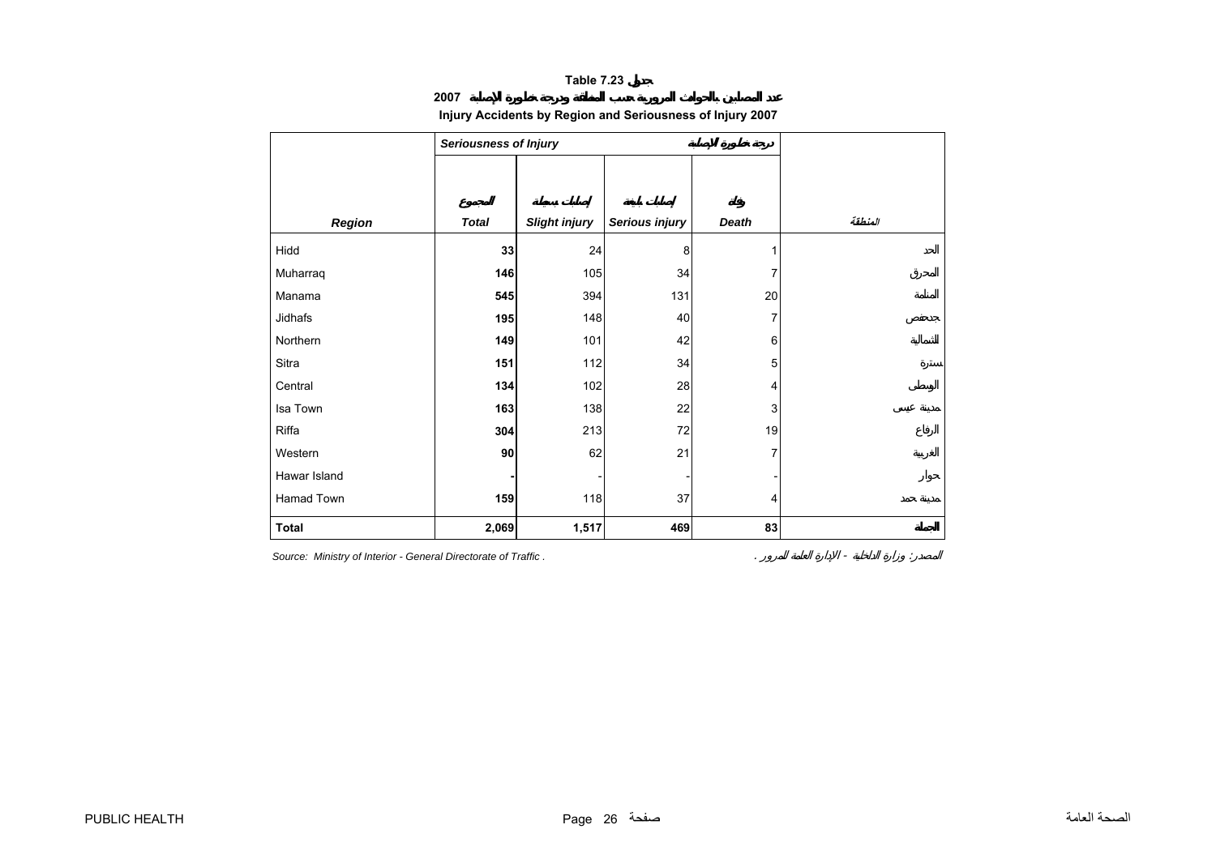**Table 7.23 جدول**

**عدد المصابين بالحوادث المرورية حسب المنطقة ودرجة خطورة الإصابة 2007**

**Injury Accidents by Region and Seriousness of Injury 2007**

| | *Seriousness of Injury* | | | درجة خطورة الإصابة | |
|---|---|---|---|---|---|
| ***Region*** | المجموع ***Total*** | إصابات بسيطة ***Slight injury*** | إصابات بليغة ***Serious injury*** | وفاة ***Death*** | *المنطقة* |
| Hidd | **33** | 24 | 8 | 1 | الحد |
| Muharraq | **146** | 105 | 34 | 7 | المحرق |
| Manama | **545** | 394 | 131 | 20 | المنامة |
| Jidhafs | **195** | 148 | 40 | 7 | جدحفص |
| Northern | **149** | 101 | 42 | 6 | الشمالية |
| Sitra | **151** | 112 | 34 | 5 | سترة |
| Central | **134** | 102 | 28 | 4 | الوسطى |
| Isa Town | **163** | 138 | 22 | 3 | مدينة عيسى |
| Riffa | **304** | 213 | 72 | 19 | الرفاع |
| Western | **90** | 62 | 21 | 7 | الغربية |
| Hawar Island | **-** | - | - | - | حوار |
| Hamad Town | **159** | 118 | 37 | 4 | مدينة حمد |
| **Total** | **2,069** | **1,517** | **469** | **83** | **الجملة** |

*Source: Ministry of Interior - General Directorate of Traffic .*

*المصدر: وزارة الداخلية - الإدارة العامة للمرور .*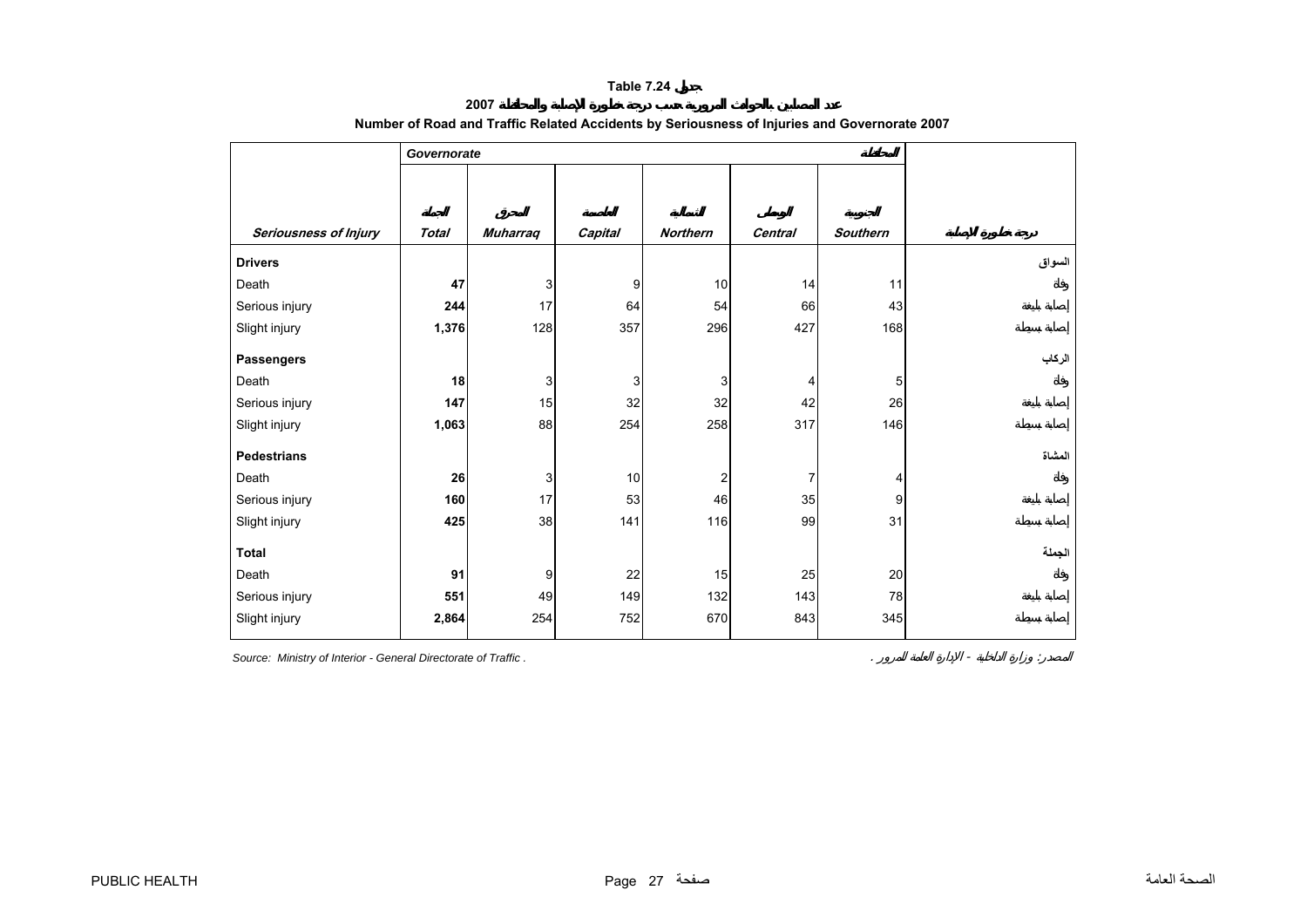**Table 7.24 جدول**

**عدد المصابين بالحوادث المرورية حسب درجة خطورة الإصابة والمحافظة 2007**

**Number of Road and Traffic Related Accidents by Seriousness of Injuries and Governorate 2007**

| | *Governorate* | | | | | *المحافظة* | |
|---|---|---|---|---|---|---|---|
| ***Seriousness of Injury*** | ***Total*** الجملة | ***Muharraq*** المحرق | ***Capital*** العاصمة | ***Northern*** الشمالية | ***Central*** الوسطى | ***Southern*** الجنوبية | ***درجة خطورة الإصابة*** |
| **Drivers** | | | | | | | **السواق** |
| Death | **47** | 3 | 9 | 10 | 14 | 11 | وفاة |
| Serious injury | **244** | 17 | 64 | 54 | 66 | 43 | إصابة بليغة |
| Slight injury | **1,376** | 128 | 357 | 296 | 427 | 168 | إصابة بسيطة |
| **Passengers** | | | | | | | **الركاب** |
| Death | **18** | 3 | 3 | 3 | 4 | 5 | وفاة |
| Serious injury | **147** | 15 | 32 | 32 | 42 | 26 | إصابة بليغة |
| Slight injury | **1,063** | 88 | 254 | 258 | 317 | 146 | إصابة بسيطة |
| **Pedestrians** | | | | | | | **المشاة** |
| Death | **26** | 3 | 10 | 2 | 7 | 4 | وفاة |
| Serious injury | **160** | 17 | 53 | 46 | 35 | 9 | إصابة بليغة |
| Slight injury | **425** | 38 | 141 | 116 | 99 | 31 | إصابة بسيطة |
| **Total** | | | | | | | **الجملة** |
| Death | **91** | 9 | 22 | 15 | 25 | 20 | وفاة |
| Serious injury | **551** | 49 | 149 | 132 | 143 | 78 | إصابة بليغة |
| Slight injury | **2,864** | 254 | 752 | 670 | 843 | 345 | إصابة بسيطة |

*Source: Ministry of Interior - General Directorate of Traffic .*

*المصدر: وزارة الداخلية - الإدارة العامة للمرور .*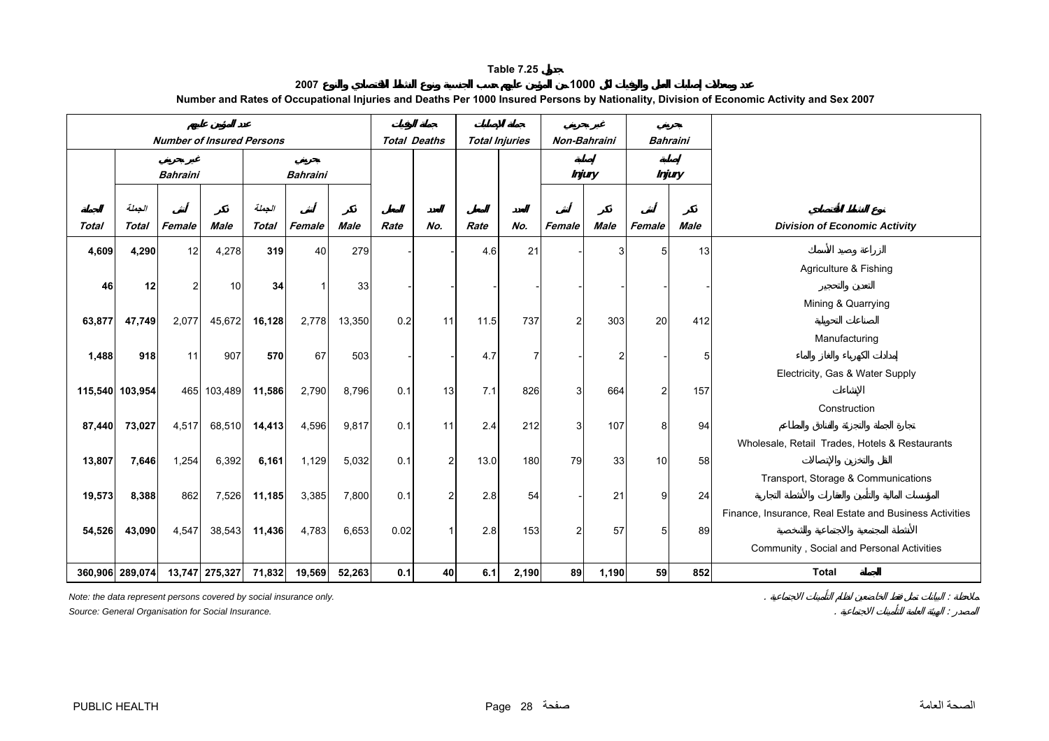# Table 7.25 جدول

## عدد ومعدلات إصابات العمل والوفيات لكل 1000 من المؤمن عليهم حسب الجنسية ونوع النشاط الاقتصادي والنوع 2007

## Number and Rates of Occupational Injuries and Deaths Per 1000 Insured Persons by Nationality, Division of Economic Activity and Sex 2007

| عدد المؤمن عليهم Number of Insured Persons | | | | | | | جملة الوفيات Total Deaths | | جملة الإصابات Total Injuries | | غير بحريني Non-Bahraini | | بحريني Bahraini | | |
|---|---|---|---|---|---|---|---|---|---|---|---|---|---|---|---|
| | غير بحريني Bahraini | | | بحريني Bahraini | | | | | | | إصابة Injury | | إصابة Injury | | |
| الجملة Total | الجملة Total | أنثى Female | ذكر Male | الجملة Total | أنثى Female | ذكر Male | المعدل Rate | العدد No. | المعدل Rate | العدد No. | أنثى Female | ذكر Male | أنثى Female | ذكر Male | نوع النشاط الاقتصادي Division of Economic Activity |
| **4,609** | **4,290** | 12 | 4,278 | **319** | 40 | 279 | - | - | 4.6 | 21 | - | 3 | 5 | 13 | الزراعة وصيد الأسماك Agriculture & Fishing |
| **46** | **12** | 2 | 10 | **34** | 1 | 33 | - | - | - | - | - | - | - | - | التعدين والتحجير Mining & Quarrying |
| **63,877** | **47,749** | 2,077 | 45,672 | **16,128** | 2,778 | 13,350 | 0.2 | 11 | 11.5 | 737 | 2 | 303 | 20 | 412 | الصناعات التحويلية Manufacturing |
| **1,488** | **918** | 11 | 907 | **570** | 67 | 503 | - | - | 4.7 | 7 | - | 2 | - | 5 | إمدادات الكهرباء والغاز والماء Electricity, Gas & Water Supply |
| **115,540** | **103,954** | 465 | 103,489 | **11,586** | 2,790 | 8,796 | 0.1 | 13 | 7.1 | 826 | 3 | 664 | 2 | 157 | الإنشاءات Construction |
| **87,440** | **73,027** | 4,517 | 68,510 | **14,413** | 4,596 | 9,817 | 0.1 | 11 | 2.4 | 212 | 3 | 107 | 8 | 94 | تجارة الجملة والتجزئة والفنادق والمطاعم Wholesale, Retail Trades, Hotels & Restaurants |
| **13,807** | **7,646** | 1,254 | 6,392 | **6,161** | 1,129 | 5,032 | 0.1 | 2 | 13.0 | 180 | 79 | 33 | 10 | 58 | النقل والتخزين والإتصالات Transport, Storage & Communications |
| **19,573** | **8,388** | 862 | 7,526 | **11,185** | 3,385 | 7,800 | 0.1 | 2 | 2.8 | 54 | - | 21 | 9 | 24 | المؤسسات المالية والتأمين والعقارات والأنشطة التجارية Finance, Insurance, Real Estate and Business Activities |
| **54,526** | **43,090** | 4,547 | 38,543 | **11,436** | 4,783 | 6,653 | 0.02 | 1 | 2.8 | 153 | 2 | 57 | 5 | 89 | الأنشطة المجتمعية والاجتماعية والشخصية Community , Social and Personal Activities |
| **360,906** | **289,074** | **13,747** | **275,327** | **71,832** | **19,569** | **52,263** | **0.1** | **40** | **6.1** | **2,190** | **89** | **1,190** | **59** | **852** | **Total الجملة** |

*Note: the data represent persons covered by social insurance only.*
ملاحظة : البيانات تمثل فقط الخاضعين لنظام التأمينات الاجتماعية .

*Source: General Organisation for Social Insurance.*
المصدر : الهيئة العامة للتأمينات الاجتماعية .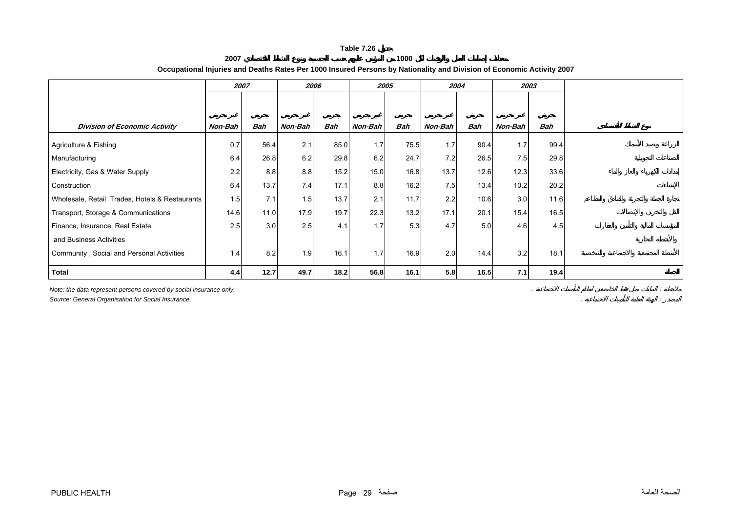# Table 7.26 جدول

## معدلات إصابات العمل والوفيات لكل 1000 من المؤمن عليهم حسب الجنسية ونوع النشاط الاقتصادي 2007

## Occupational Injuries and Deaths Rates Per 1000 Insured Persons by Nationality and Division of Economic Activity 2007

| Division of Economic Activity | 2007 | | 2006 | | 2005 | | 2004 | | 2003 | | نوع النشاط الاقتصادي |
|---|---|---|---|---|---|---|---|---|---|---|---|
| | غير بحريني Non-Bah | بحريني Bah | غير بحريني Non-Bah | بحريني Bah | غير بحريني Non-Bah | بحريني Bah | غير بحريني Non-Bah | بحريني Bah | غير بحريني Non-Bah | بحريني Bah | |
| Agriculture & Fishing | 0.7 | 56.4 | 2.1 | 85.0 | 1.7 | 75.5 | 1.7 | 90.4 | 1.7 | 99.4 | الزراعة وصيد الأسماك |
| Manufacturing | 6.4 | 26.8 | 6.2 | 29.8 | 6.2 | 24.7 | 7.2 | 26.5 | 7.5 | 29.8 | الصناعات التحويلية |
| Electricity, Gas & Water Supply | 2.2 | 8.8 | 8.8 | 15.2 | 15.0 | 16.8 | 13.7 | 12.6 | 12.3 | 33.6 | إمدادات الكهرباء والغاز والماء |
| Construction | 6.4 | 13.7 | 7.4 | 17.1 | 8.8 | 16.2 | 7.5 | 13.4 | 10.2 | 20.2 | الإنشاءات |
| Wholesale, Retail Trades, Hotels & Restaurants | 1.5 | 7.1 | 1.5 | 13.7 | 2.1 | 11.7 | 2.2 | 10.6 | 3.0 | 11.6 | تجارة الجملة والتجزئة والفنادق والمطاعم |
| Transport, Storage & Communications | 14.6 | 11.0 | 17.9 | 19.7 | 22.3 | 13.2 | 17.1 | 20.1 | 15.4 | 16.5 | النقل والتخزين والإتصالات |
| Finance, Insurance, Real Estate and Business Activities | 2.5 | 3.0 | 2.5 | 4.1 | 1.7 | 5.3 | 4.7 | 5.0 | 4.6 | 4.5 | المؤسسات المالية والتأمين والعقارات والأنشطة التجارية |
| Community , Social and Personal Activities | 1.4 | 8.2 | 1.9 | 16.1 | 1.7 | 16.9 | 2.0 | 14.4 | 3.2 | 18.1 | الأنشطة المجتمعية والاجتماعية والشخصية |
| **Total** | **4.4** | **12.7** | **49.7** | **18.2** | **56.8** | **16.1** | **5.8** | **16.5** | **7.1** | **19.4** | **الجملة** |

*Note: the data represent persons covered by social insurance only.*

ملاحظة : البيانات تمثل فقط الخاضعين لنظام التأمينات الاجتماعية .

*Source: General Organisation for Social Insurance.*

المصدر : الهيئة العامة للتأمينات الاجتماعية .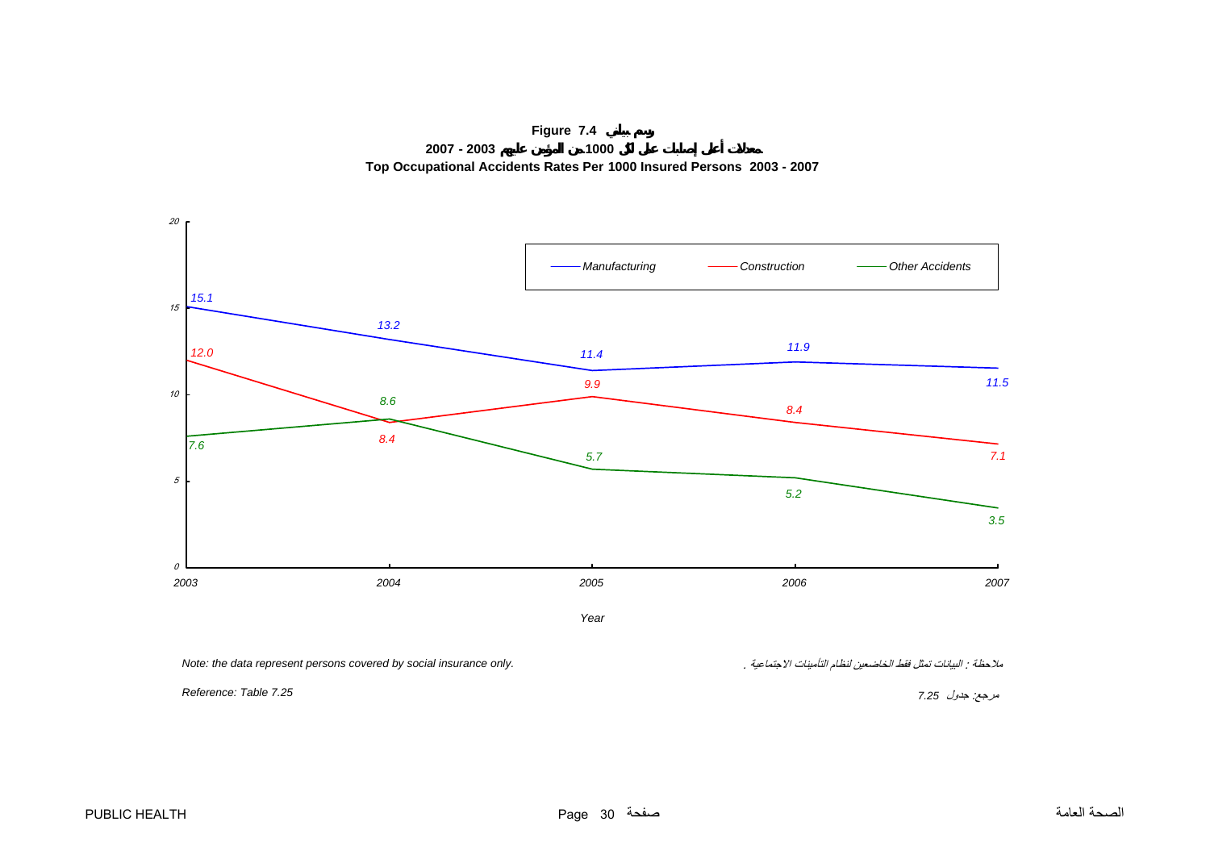**Figure 7.4 رسم بياني**

**معدلات أعلى إصابات عمل لكل 1000 من المؤمن عليهم 2003 - 2007**

**Top Occupational Accidents Rates Per 1000 Insured Persons 2003 - 2007**

Manufacturing
Construction
Other Accidents

20
15
10
5
0

15.1
13.2
11.4
11.9
11.5

12.0
8.4
9.9
8.4
7.1

7.6
8.6
5.7
5.2
3.5

2003
2004
2005
2006
2007

Year

*Note: the data represent persons covered by social insurance only.*

*ملاحظة : البيانات تمثل فقط الخاضعين لنظام التأمينات الاجتماعية .*

*Reference: Table 7.25*

مرجع: جدول *7.25*